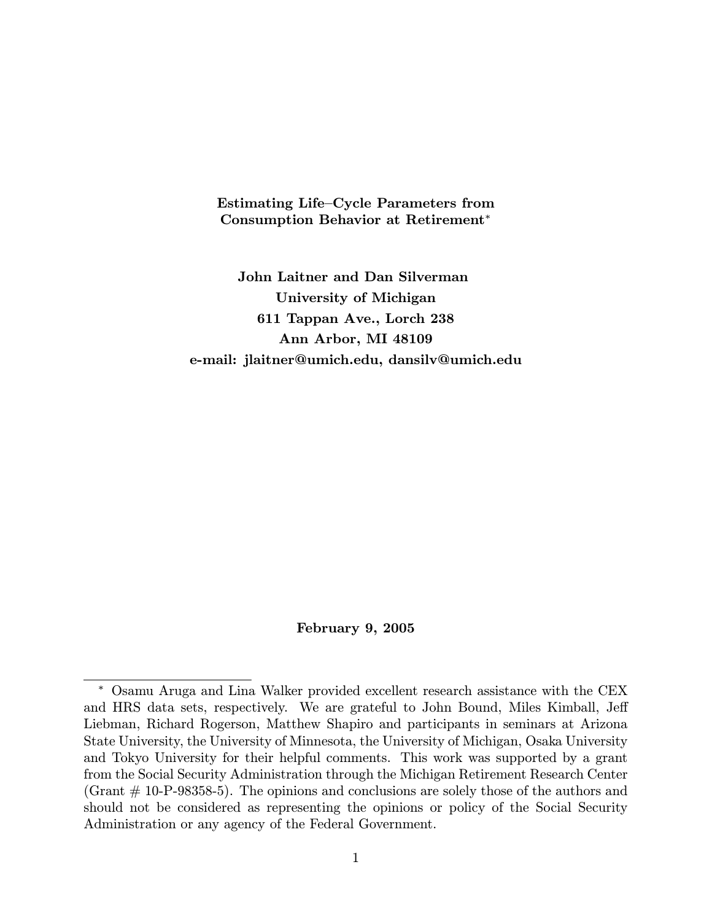# Estimating Life–Cycle Parameters from Consumption Behavior at Retirement*

**John Laitner and Dan Silverman**

**University of Michigan**

**611 Tappan Ave., Lorch 238**

**Ann Arbor, MI 48109**

**e-mail: jlaitner@umich.edu, dansilv@umich.edu**

**February 9, 2005**

---

\* Osamu Aruga and Lina Walker provided excellent research assistance with the CEX and HRS data sets, respectively. We are grateful to John Bound, Miles Kimball, Jeff Liebman, Richard Rogerson, Matthew Shapiro and participants in seminars at Arizona State University, the University of Minnesota, the University of Michigan, Osaka University and Tokyo University for their helpful comments. This work was supported by a grant from the Social Security Administration through the Michigan Retirement Research Center (Grant # 10-P-98358-5). The opinions and conclusions are solely those of the authors and should not be considered as representing the opinions or policy of the Social Security Administration or any agency of the Federal Government.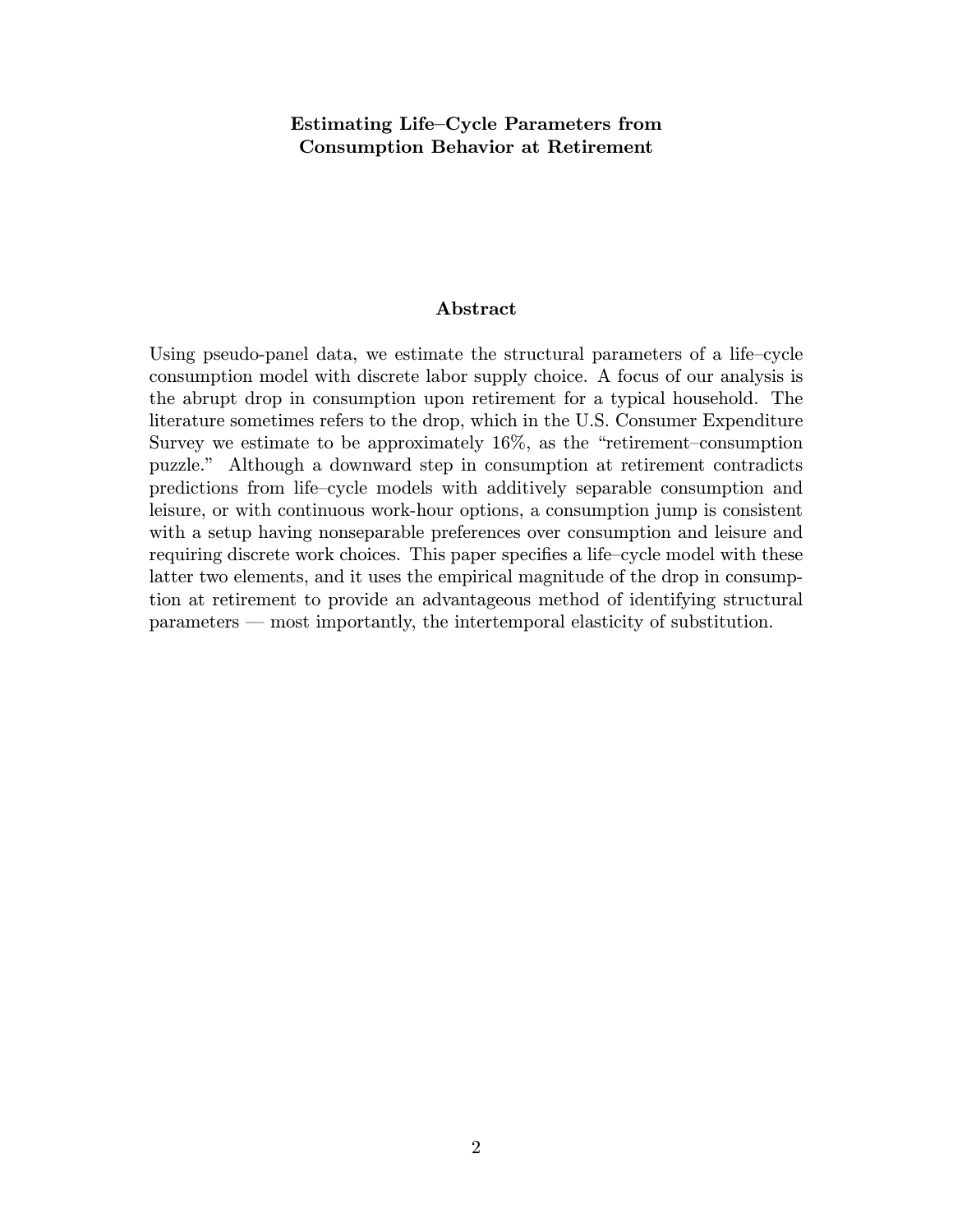# Estimating Life–Cycle Parameters from Consumption Behavior at Retirement

## Abstract

Using pseudo-panel data, we estimate the structural parameters of a life–cycle consumption model with discrete labor supply choice. A focus of our analysis is the abrupt drop in consumption upon retirement for a typical household. The literature sometimes refers to the drop, which in the U.S. Consumer Expenditure Survey we estimate to be approximately 16%, as the "retirement–consumption puzzle." Although a downward step in consumption at retirement contradicts predictions from life–cycle models with additively separable consumption and leisure, or with continuous work-hour options, a consumption jump is consistent with a setup having nonseparable preferences over consumption and leisure and requiring discrete work choices. This paper specifies a life–cycle model with these latter two elements, and it uses the empirical magnitude of the drop in consumption at retirement to provide an advantageous method of identifying structural parameters — most importantly, the intertemporal elasticity of substitution.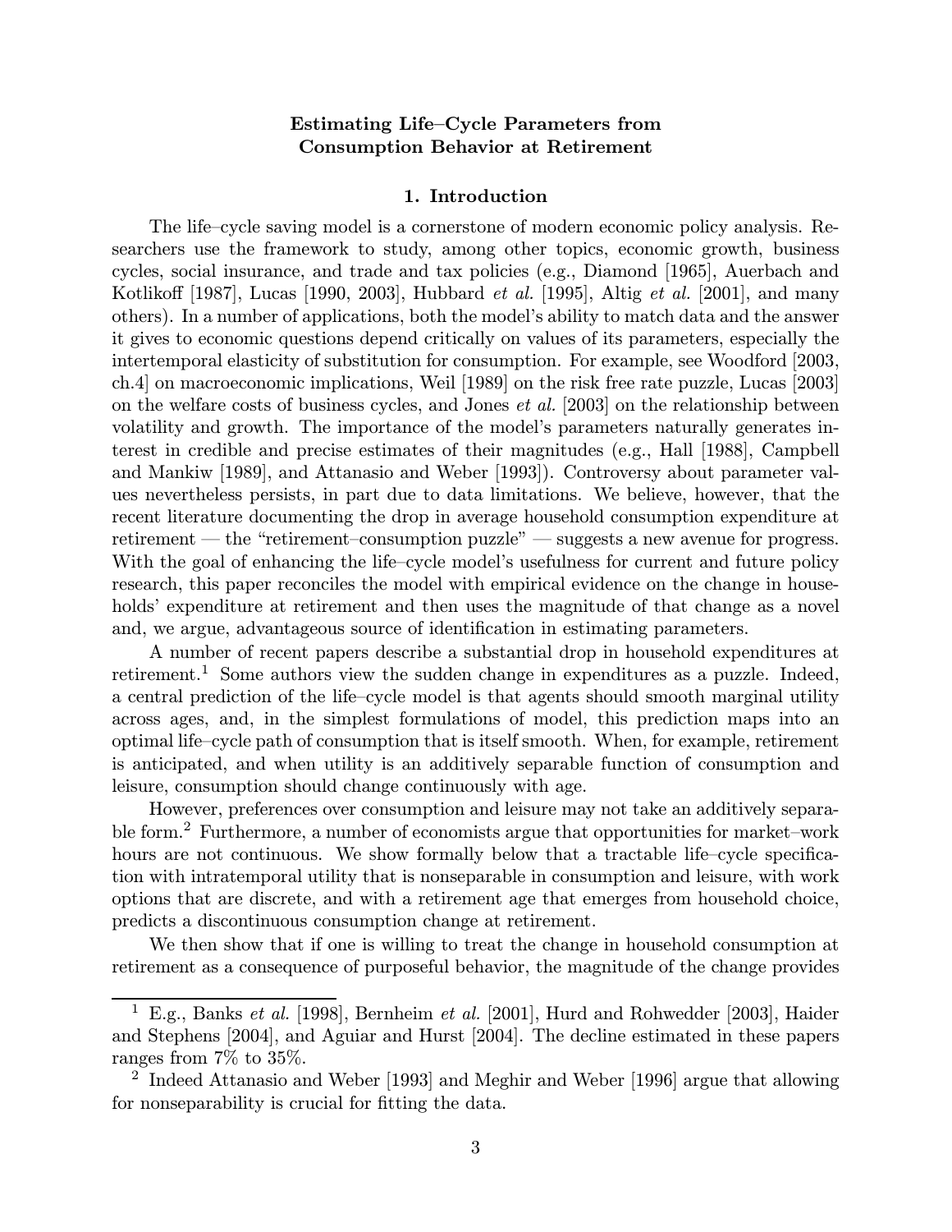# Estimating Life–Cycle Parameters from Consumption Behavior at Retirement

## 1. Introduction

The life–cycle saving model is a cornerstone of modern economic policy analysis. Researchers use the framework to study, among other topics, economic growth, business cycles, social insurance, and trade and tax policies (e.g., Diamond [1965], Auerbach and Kotlikoff [1987], Lucas [1990, 2003], Hubbard *et al.* [1995], Altig *et al.* [2001], and many others). In a number of applications, both the model's ability to match data and the answer it gives to economic questions depend critically on values of its parameters, especially the intertemporal elasticity of substitution for consumption. For example, see Woodford [2003, ch.4] on macroeconomic implications, Weil [1989] on the risk free rate puzzle, Lucas [2003] on the welfare costs of business cycles, and Jones *et al.* [2003] on the relationship between volatility and growth. The importance of the model's parameters naturally generates interest in credible and precise estimates of their magnitudes (e.g., Hall [1988], Campbell and Mankiw [1989], and Attanasio and Weber [1993]). Controversy about parameter values nevertheless persists, in part due to data limitations. We believe, however, that the recent literature documenting the drop in average household consumption expenditure at retirement — the "retirement–consumption puzzle" — suggests a new avenue for progress. With the goal of enhancing the life–cycle model's usefulness for current and future policy research, this paper reconciles the model with empirical evidence on the change in households' expenditure at retirement and then uses the magnitude of that change as a novel and, we argue, advantageous source of identification in estimating parameters.

A number of recent papers describe a substantial drop in household expenditures at retirement.[1] Some authors view the sudden change in expenditures as a puzzle. Indeed, a central prediction of the life–cycle model is that agents should smooth marginal utility across ages, and, in the simplest formulations of model, this prediction maps into an optimal life–cycle path of consumption that is itself smooth. When, for example, retirement is anticipated, and when utility is an additively separable function of consumption and leisure, consumption should change continuously with age.

However, preferences over consumption and leisure may not take an additively separable form.[2] Furthermore, a number of economists argue that opportunities for market–work hours are not continuous. We show formally below that a tractable life–cycle specification with intratemporal utility that is nonseparable in consumption and leisure, with work options that are discrete, and with a retirement age that emerges from household choice, predicts a discontinuous consumption change at retirement.

We then show that if one is willing to treat the change in household consumption at retirement as a consequence of purposeful behavior, the magnitude of the change provides

---

[1] E.g., Banks *et al.* [1998], Bernheim *et al.* [2001], Hurd and Rohwedder [2003], Haider and Stephens [2004], and Aguiar and Hurst [2004]. The decline estimated in these papers ranges from 7% to 35%.

[2] Indeed Attanasio and Weber [1993] and Meghir and Weber [1996] argue that allowing for nonseparability is crucial for fitting the data.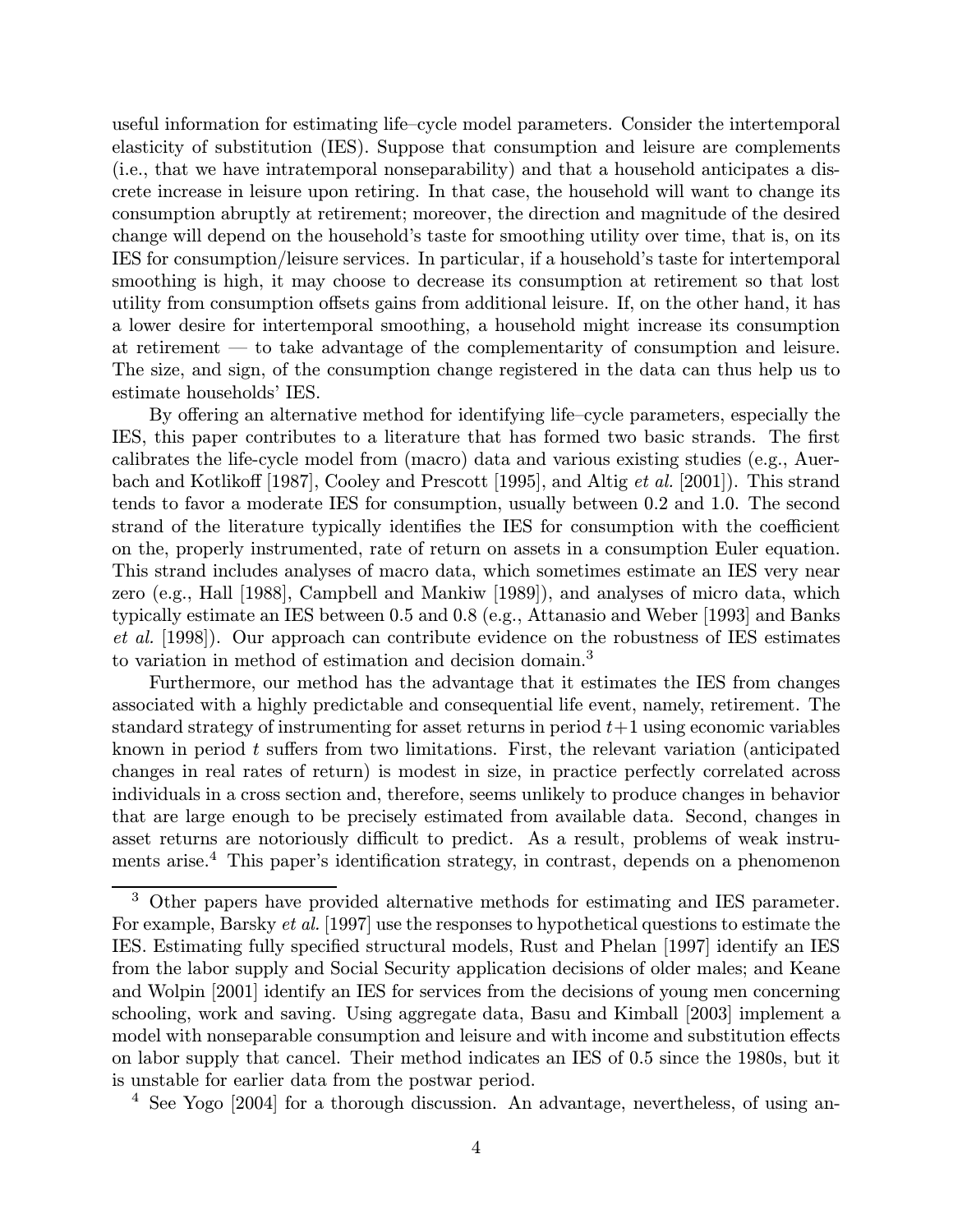useful information for estimating life–cycle model parameters. Consider the intertemporal elasticity of substitution (IES). Suppose that consumption and leisure are complements (i.e., that we have intratemporal nonseparability) and that a household anticipates a discrete increase in leisure upon retiring. In that case, the household will want to change its consumption abruptly at retirement; moreover, the direction and magnitude of the desired change will depend on the household's taste for smoothing utility over time, that is, on its IES for consumption/leisure services. In particular, if a household's taste for intertemporal smoothing is high, it may choose to decrease its consumption at retirement so that lost utility from consumption offsets gains from additional leisure. If, on the other hand, it has a lower desire for intertemporal smoothing, a household might increase its consumption at retirement — to take advantage of the complementarity of consumption and leisure. The size, and sign, of the consumption change registered in the data can thus help us to estimate households' IES.

By offering an alternative method for identifying life–cycle parameters, especially the IES, this paper contributes to a literature that has formed two basic strands. The first calibrates the life-cycle model from (macro) data and various existing studies (e.g., Auerbach and Kotlikoff [1987], Cooley and Prescott [1995], and Altig *et al.* [2001]). This strand tends to favor a moderate IES for consumption, usually between 0.2 and 1.0. The second strand of the literature typically identifies the IES for consumption with the coefficient on the, properly instrumented, rate of return on assets in a consumption Euler equation. This strand includes analyses of macro data, which sometimes estimate an IES very near zero (e.g., Hall [1988], Campbell and Mankiw [1989]), and analyses of micro data, which typically estimate an IES between 0.5 and 0.8 (e.g., Attanasio and Weber [1993] and Banks *et al.* [1998]). Our approach can contribute evidence on the robustness of IES estimates to variation in method of estimation and decision domain.[3]

Furthermore, our method has the advantage that it estimates the IES from changes associated with a highly predictable and consequential life event, namely, retirement. The standard strategy of instrumenting for asset returns in period $t+1$ using economic variables known in period $t$ suffers from two limitations. First, the relevant variation (anticipated changes in real rates of return) is modest in size, in practice perfectly correlated across individuals in a cross section and, therefore, seems unlikely to produce changes in behavior that are large enough to be precisely estimated from available data. Second, changes in asset returns are notoriously difficult to predict. As a result, problems of weak instruments arise.[4] This paper's identification strategy, in contrast, depends on a phenomenon

---

[3] Other papers have provided alternative methods for estimating and IES parameter. For example, Barsky *et al.* [1997] use the responses to hypothetical questions to estimate the IES. Estimating fully specified structural models, Rust and Phelan [1997] identify an IES from the labor supply and Social Security application decisions of older males; and Keane and Wolpin [2001] identify an IES for services from the decisions of young men concerning schooling, work and saving. Using aggregate data, Basu and Kimball [2003] implement a model with nonseparable consumption and leisure and with income and substitution effects on labor supply that cancel. Their method indicates an IES of 0.5 since the 1980s, but it is unstable for earlier data from the postwar period.

[4] See Yogo [2004] for a thorough discussion. An advantage, nevertheless, of using an-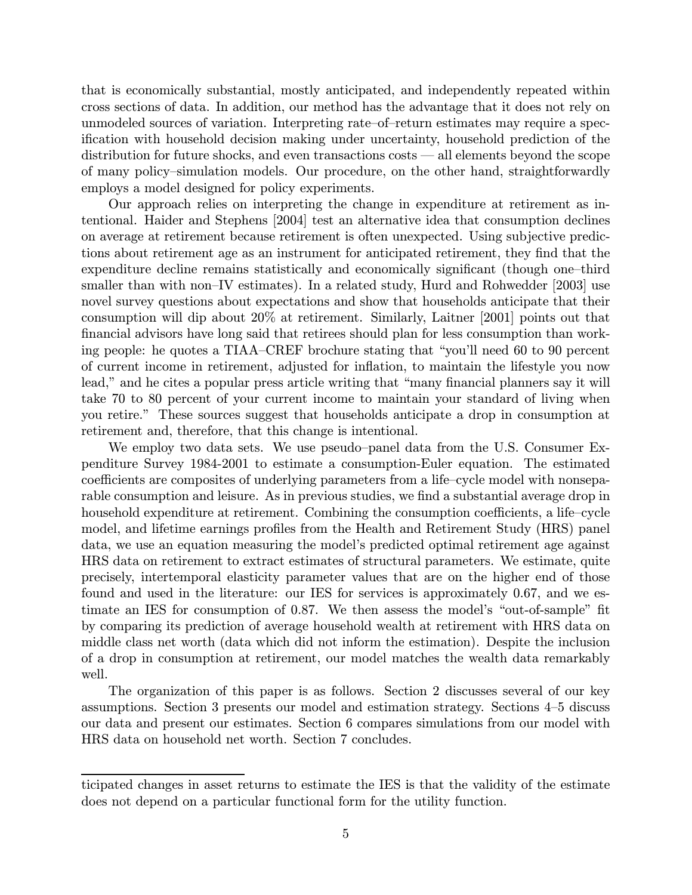that is economically substantial, mostly anticipated, and independently repeated within cross sections of data. In addition, our method has the advantage that it does not rely on unmodeled sources of variation. Interpreting rate–of–return estimates may require a specification with household decision making under uncertainty, household prediction of the distribution for future shocks, and even transactions costs — all elements beyond the scope of many policy–simulation models. Our procedure, on the other hand, straightforwardly employs a model designed for policy experiments.

Our approach relies on interpreting the change in expenditure at retirement as intentional. Haider and Stephens [2004] test an alternative idea that consumption declines on average at retirement because retirement is often unexpected. Using subjective predictions about retirement age as an instrument for anticipated retirement, they find that the expenditure decline remains statistically and economically significant (though one–third smaller than with non–IV estimates). In a related study, Hurd and Rohwedder [2003] use novel survey questions about expectations and show that households anticipate that their consumption will dip about 20% at retirement. Similarly, Laitner [2001] points out that financial advisors have long said that retirees should plan for less consumption than working people: he quotes a TIAA–CREF brochure stating that "you'll need 60 to 90 percent of current income in retirement, adjusted for inflation, to maintain the lifestyle you now lead," and he cites a popular press article writing that "many financial planners say it will take 70 to 80 percent of your current income to maintain your standard of living when you retire." These sources suggest that households anticipate a drop in consumption at retirement and, therefore, that this change is intentional.

We employ two data sets. We use pseudo–panel data from the U.S. Consumer Expenditure Survey 1984-2001 to estimate a consumption-Euler equation. The estimated coefficients are composites of underlying parameters from a life–cycle model with nonseparable consumption and leisure. As in previous studies, we find a substantial average drop in household expenditure at retirement. Combining the consumption coefficients, a life–cycle model, and lifetime earnings profiles from the Health and Retirement Study (HRS) panel data, we use an equation measuring the model's predicted optimal retirement age against HRS data on retirement to extract estimates of structural parameters. We estimate, quite precisely, intertemporal elasticity parameter values that are on the higher end of those found and used in the literature: our IES for services is approximately 0.67, and we estimate an IES for consumption of 0.87. We then assess the model's "out-of-sample" fit by comparing its prediction of average household wealth at retirement with HRS data on middle class net worth (data which did not inform the estimation). Despite the inclusion of a drop in consumption at retirement, our model matches the wealth data remarkably well.

The organization of this paper is as follows. Section 2 discusses several of our key assumptions. Section 3 presents our model and estimation strategy. Sections 4–5 discuss our data and present our estimates. Section 6 compares simulations from our model with HRS data on household net worth. Section 7 concludes.

---

ticipated changes in asset returns to estimate the IES is that the validity of the estimate does not depend on a particular functional form for the utility function.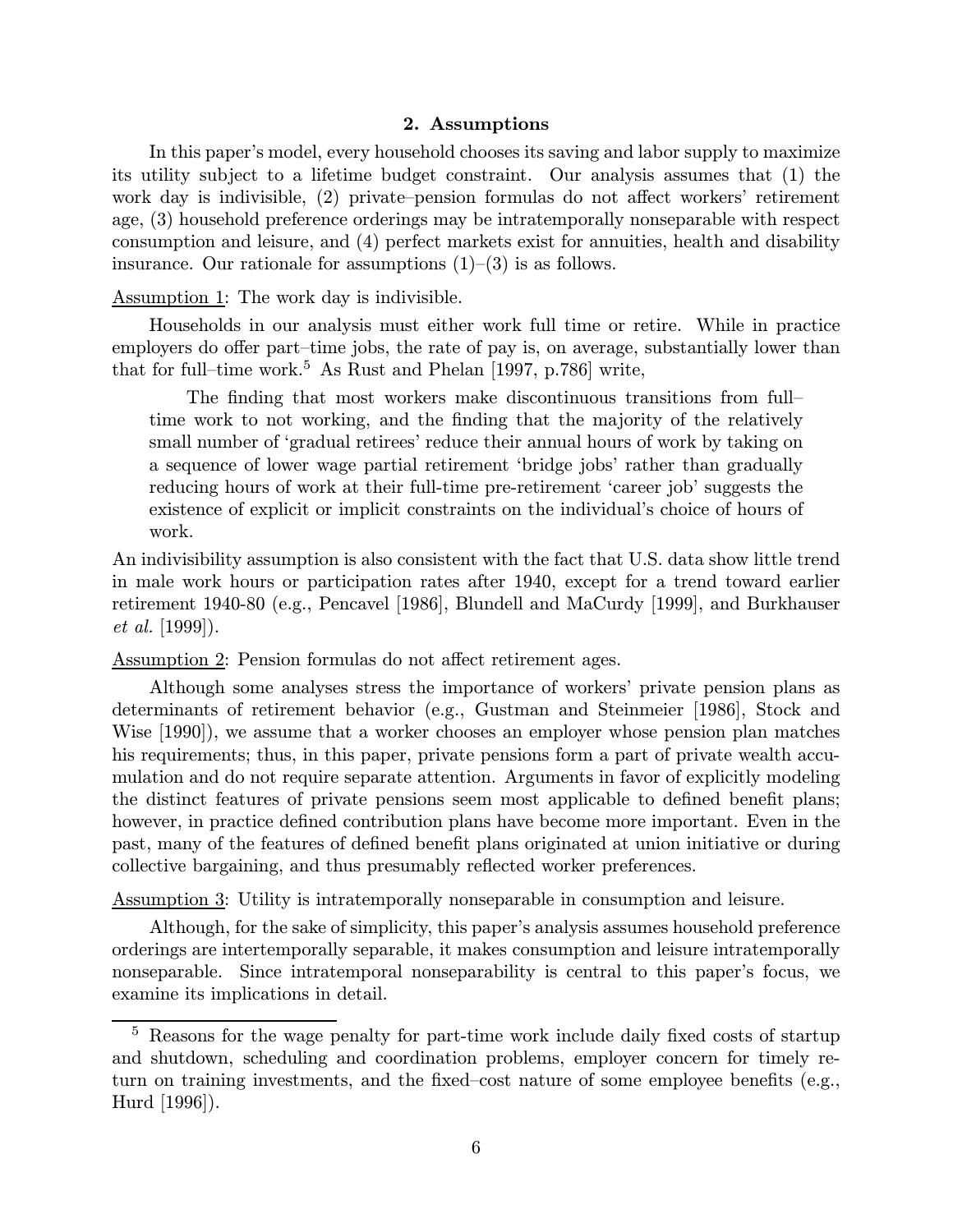## 2. Assumptions

In this paper's model, every household chooses its saving and labor supply to maximize its utility subject to a lifetime budget constraint. Our analysis assumes that (1) the work day is indivisible, (2) private–pension formulas do not affect workers' retirement age, (3) household preference orderings may be intratemporally nonseparable with respect consumption and leisure, and (4) perfect markets exist for annuities, health and disability insurance. Our rationale for assumptions (1)–(3) is as follows.

Assumption 1: The work day is indivisible.

Households in our analysis must either work full time or retire. While in practice employers do offer part–time jobs, the rate of pay is, on average, substantially lower than that for full–time work.[5] As Rust and Phelan [1997, p.786] write,

> The finding that most workers make discontinuous transitions from full–time work to not working, and the finding that the majority of the relatively small number of 'gradual retirees' reduce their annual hours of work by taking on a sequence of lower wage partial retirement 'bridge jobs' rather than gradually reducing hours of work at their full-time pre-retirement 'career job' suggests the existence of explicit or implicit constraints on the individual's choice of hours of work.

An indivisibility assumption is also consistent with the fact that U.S. data show little trend in male work hours or participation rates after 1940, except for a trend toward earlier retirement 1940-80 (e.g., Pencavel [1986], Blundell and MaCurdy [1999], and Burkhauser *et al.* [1999]).

Assumption 2: Pension formulas do not affect retirement ages.

Although some analyses stress the importance of workers' private pension plans as determinants of retirement behavior (e.g., Gustman and Steinmeier [1986], Stock and Wise [1990]), we assume that a worker chooses an employer whose pension plan matches his requirements; thus, in this paper, private pensions form a part of private wealth accumulation and do not require separate attention. Arguments in favor of explicitly modeling the distinct features of private pensions seem most applicable to defined benefit plans; however, in practice defined contribution plans have become more important. Even in the past, many of the features of defined benefit plans originated at union initiative or during collective bargaining, and thus presumably reflected worker preferences.

Assumption 3: Utility is intratemporally nonseparable in consumption and leisure.

Although, for the sake of simplicity, this paper's analysis assumes household preference orderings are intertemporally separable, it makes consumption and leisure intratemporally nonseparable. Since intratemporal nonseparability is central to this paper's focus, we examine its implications in detail.

---

[5] Reasons for the wage penalty for part-time work include daily fixed costs of startup and shutdown, scheduling and coordination problems, employer concern for timely return on training investments, and the fixed–cost nature of some employee benefits (e.g., Hurd [1996]).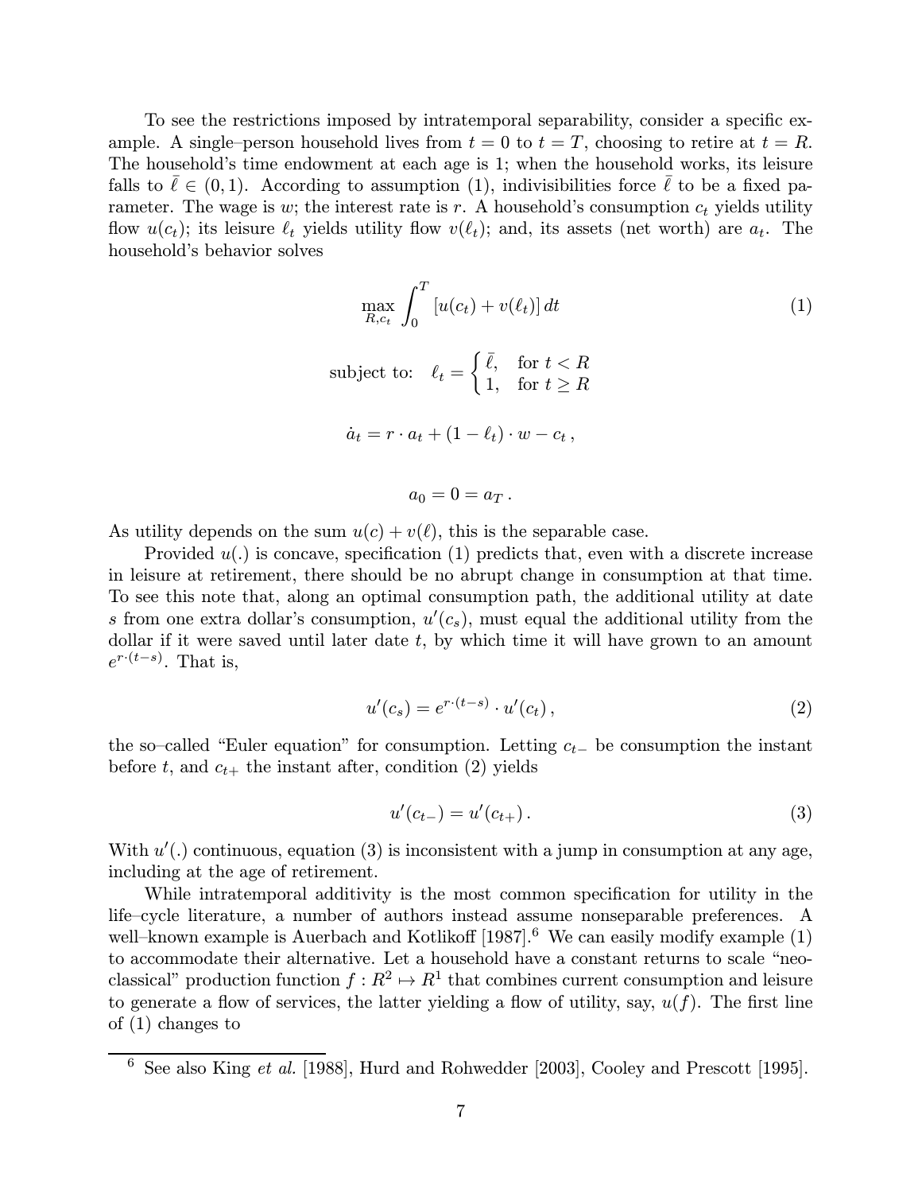To see the restrictions imposed by intratemporal separability, consider a specific example. A single–person household lives from $t = 0$ to $t = T$, choosing to retire at $t = R$. The household's time endowment at each age is 1; when the household works, its leisure falls to $\bar{\ell} \in (0, 1)$. According to assumption (1), indivisibilities force $\bar{\ell}$ to be a fixed parameter. The wage is $w$; the interest rate is $r$. A household's consumption $c_t$ yields utility flow $u(c_t)$; its leisure $\ell_t$ yields utility flow $v(\ell_t)$; and, its assets (net worth) are $a_t$. The household's behavior solves

$$\max_{R, c_t} \int_0^T [u(c_t) + v(\ell_t)]\, dt \tag{1}$$

$$\text{subject to:} \quad \ell_t = \begin{cases} \bar{\ell}, & \text{for } t < R \\ 1, & \text{for } t \geq R \end{cases}$$

$$\dot{a}_t = r \cdot a_t + (1 - \ell_t) \cdot w - c_t\,,$$

$$a_0 = 0 = a_T\,.$$

As utility depends on the sum $u(c) + v(\ell)$, this is the separable case.

Provided $u(.)$ is concave, specification (1) predicts that, even with a discrete increase in leisure at retirement, there should be no abrupt change in consumption at that time. To see this note that, along an optimal consumption path, the additional utility at date $s$ from one extra dollar's consumption, $u'(c_s)$, must equal the additional utility from the dollar if it were saved until later date $t$, by which time it will have grown to an amount $e^{r\cdot(t-s)}$. That is,

$$u'(c_s) = e^{r\cdot(t-s)} \cdot u'(c_t)\,, \tag{2}$$

the so–called "Euler equation" for consumption. Letting $c_{t-}$ be consumption the instant before $t$, and $c_{t+}$ the instant after, condition (2) yields

$$u'(c_{t-}) = u'(c_{t+})\,. \tag{3}$$

With $u'(.)$ continuous, equation (3) is inconsistent with a jump in consumption at any age, including at the age of retirement.

While intratemporal additivity is the most common specification for utility in the life–cycle literature, a number of authors instead assume nonseparable preferences. A well–known example is Auerbach and Kotlikoff [1987].[6] We can easily modify example (1) to accommodate their alternative. Let a household have a constant returns to scale "neoclassical" production function $f : R^2 \mapsto R^1$ that combines current consumption and leisure to generate a flow of services, the latter yielding a flow of utility, say, $u(f)$. The first line of (1) changes to

[6] See also King *et al.* [1988], Hurd and Rohwedder [2003], Cooley and Prescott [1995].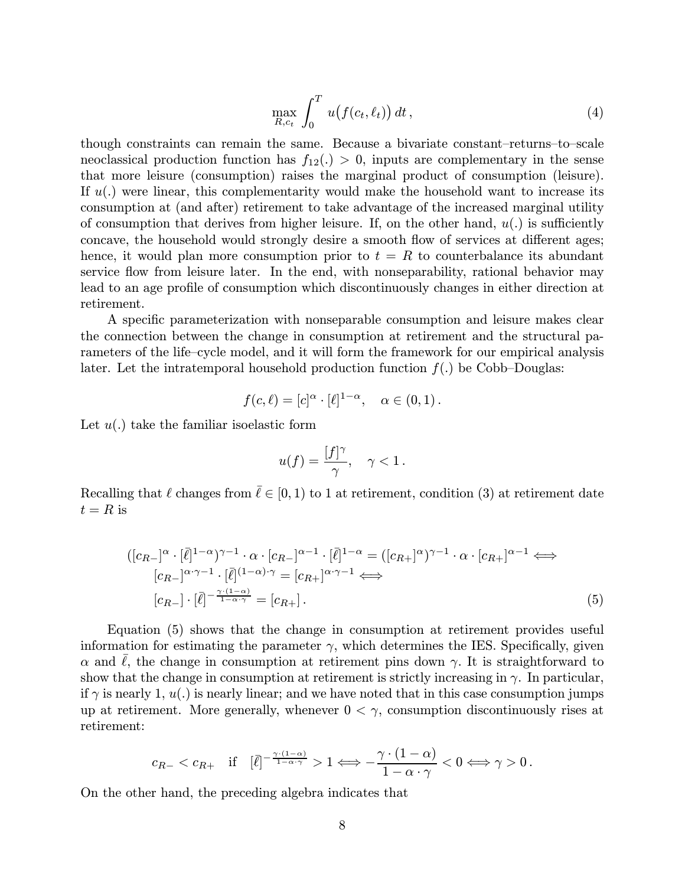$$\max_{R,c_t} \int_0^T u\big(f(c_t, \ell_t)\big)\, dt\,, \tag{4}$$

though constraints can remain the same. Because a bivariate constant–returns–to–scale neoclassical production function has $f_{12}(.) > 0$, inputs are complementary in the sense that more leisure (consumption) raises the marginal product of consumption (leisure). If $u(.)$ were linear, this complementarity would make the household want to increase its consumption at (and after) retirement to take advantage of the increased marginal utility of consumption that derives from higher leisure. If, on the other hand, $u(.)$ is sufficiently concave, the household would strongly desire a smooth flow of services at different ages; hence, it would plan more consumption prior to $t = R$ to counterbalance its abundant service flow from leisure later. In the end, with nonseparability, rational behavior may lead to an age profile of consumption which discontinuously changes in either direction at retirement.

A specific parameterization with nonseparable consumption and leisure makes clear the connection between the change in consumption at retirement and the structural parameters of the life–cycle model, and it will form the framework for our empirical analysis later. Let the intratemporal household production function $f(.)$ be Cobb–Douglas:

$$f(c, \ell) = [c]^\alpha \cdot [\ell]^{1-\alpha}, \quad \alpha \in (0, 1)\,.$$

Let $u(.)$ take the familiar isoelastic form

$$u(f) = \frac{[f]^\gamma}{\gamma}, \quad \gamma < 1\,.$$

Recalling that $\ell$ changes from $\bar{\ell} \in [0, 1)$ to 1 at retirement, condition (3) at retirement date $t = R$ is

$$\begin{aligned}
&([c_{R-}]^\alpha \cdot [\bar{\ell}]^{1-\alpha})^{\gamma-1} \cdot \alpha \cdot [c_{R-}]^{\alpha-1} \cdot [\bar{\ell}]^{1-\alpha} = ([c_{R+}]^\alpha)^{\gamma-1} \cdot \alpha \cdot [c_{R+}]^{\alpha-1} \iff \\
&\quad [c_{R-}]^{\alpha \cdot \gamma - 1} \cdot [\bar{\ell}]^{(1-\alpha)\cdot\gamma} = [c_{R+}]^{\alpha\cdot\gamma-1} \iff \\
&\quad [c_{R-}] \cdot [\bar{\ell}]^{-\frac{\gamma\cdot(1-\alpha)}{1-\alpha\cdot\gamma}} = [c_{R+}]\,.
\end{aligned} \tag{5}$$

Equation (5) shows that the change in consumption at retirement provides useful information for estimating the parameter $\gamma$, which determines the IES. Specifically, given $\alpha$ and $\bar{\ell}$, the change in consumption at retirement pins down $\gamma$. It is straightforward to show that the change in consumption at retirement is strictly increasing in $\gamma$. In particular, if $\gamma$ is nearly 1, $u(.)$ is nearly linear; and we have noted that in this case consumption jumps up at retirement. More generally, whenever $0 < \gamma$, consumption discontinuously rises at retirement:

$$c_{R-} < c_{R+} \quad \text{if} \quad [\bar{\ell}]^{-\frac{\gamma\cdot(1-\alpha)}{1-\alpha\cdot\gamma}} > 1 \iff -\frac{\gamma \cdot (1-\alpha)}{1-\alpha\cdot\gamma} < 0 \iff \gamma > 0\,.$$

On the other hand, the preceding algebra indicates that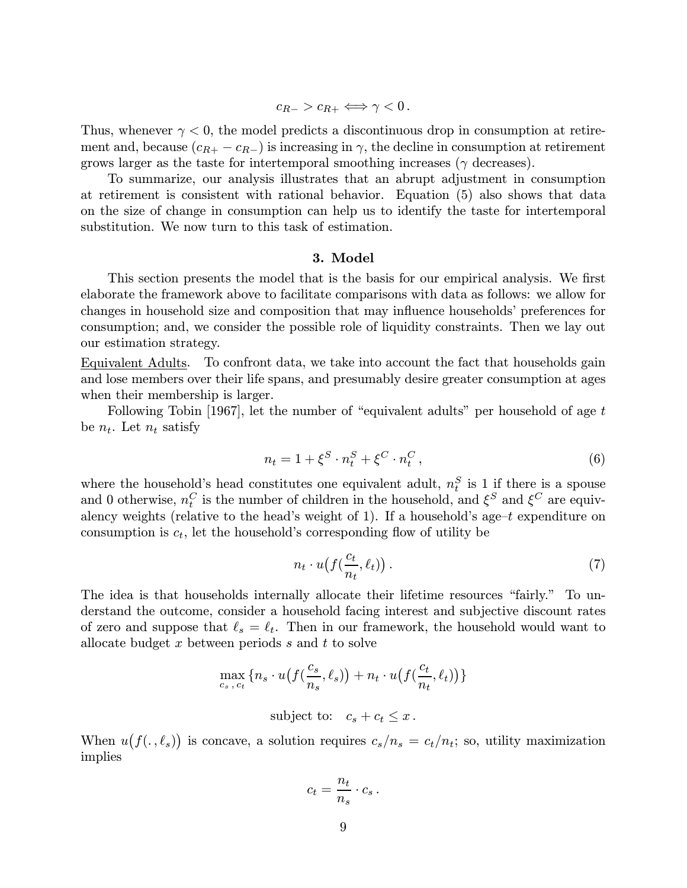$$c_{R-} > c_{R+} \Longleftrightarrow \gamma < 0 \,.$$

Thus, whenever $\gamma < 0$, the model predicts a discontinuous drop in consumption at retirement and, because $(c_{R+} - c_{R-})$ is increasing in $\gamma$, the decline in consumption at retirement grows larger as the taste for intertemporal smoothing increases ($\gamma$ decreases).

To summarize, our analysis illustrates that an abrupt adjustment in consumption at retirement is consistent with rational behavior. Equation (5) also shows that data on the size of change in consumption can help us to identify the taste for intertemporal substitution. We now turn to this task of estimation.

## 3. Model

This section presents the model that is the basis for our empirical analysis. We first elaborate the framework above to facilitate comparisons with data as follows: we allow for changes in household size and composition that may influence households' preferences for consumption; and, we consider the possible role of liquidity constraints. Then we lay out our estimation strategy.

Equivalent Adults. To confront data, we take into account the fact that households gain and lose members over their life spans, and presumably desire greater consumption at ages when their membership is larger.

Following Tobin [1967], let the number of "equivalent adults" per household of age $t$ be $n_t$. Let $n_t$ satisfy

$$n_t = 1 + \xi^S \cdot n_t^S + \xi^C \cdot n_t^C \,, \tag{6}$$

where the household's head constitutes one equivalent adult, $n_t^S$ is 1 if there is a spouse and 0 otherwise, $n_t^C$ is the number of children in the household, and $\xi^S$ and $\xi^C$ are equivalency weights (relative to the head's weight of 1). If a household's age–$t$ expenditure on consumption is $c_t$, let the household's corresponding flow of utility be

$$n_t \cdot u\big(f(\frac{c_t}{n_t}, \ell_t)\big) \,. \tag{7}$$

The idea is that households internally allocate their lifetime resources "fairly." To understand the outcome, consider a household facing interest and subjective discount rates of zero and suppose that $\ell_s = \ell_t$. Then in our framework, the household would want to allocate budget $x$ between periods $s$ and $t$ to solve

$$\max_{c_s \,,\, c_t} \{n_s \cdot u\big(f(\frac{c_s}{n_s}, \ell_s)\big) + n_t \cdot u\big(f(\frac{c_t}{n_t}, \ell_t)\big)\}$$

$$\text{subject to:} \quad c_s + c_t \leq x \,.$$

When $u\big(f(.\,, \ell_s)\big)$ is concave, a solution requires $c_s/n_s = c_t/n_t$; so, utility maximization implies

$$c_t = \frac{n_t}{n_s} \cdot c_s \,.$$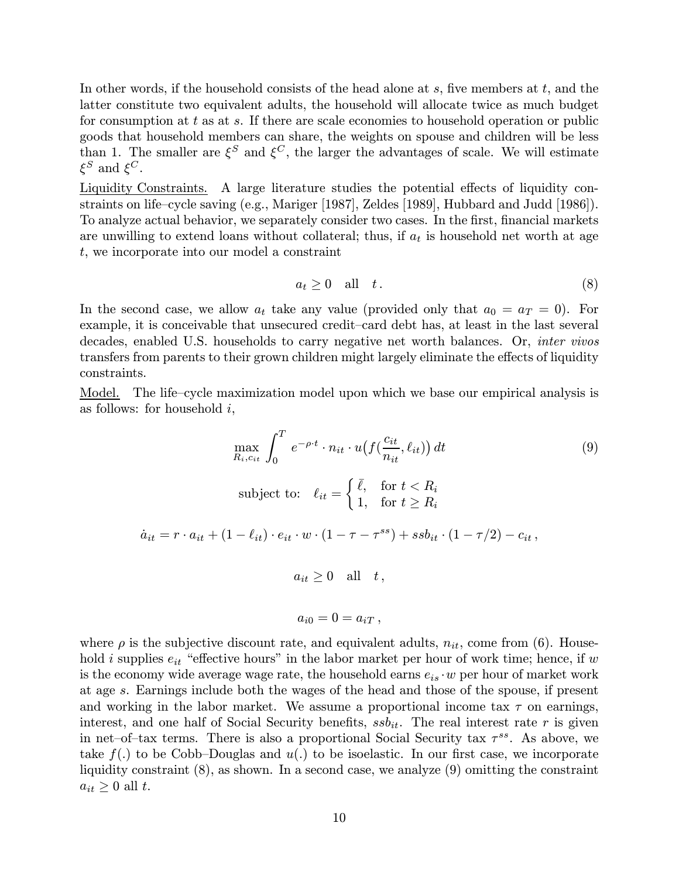In other words, if the household consists of the head alone at $s$, five members at $t$, and the latter constitute two equivalent adults, the household will allocate twice as much budget for consumption at $t$ as at $s$. If there are scale economies to household operation or public goods that household members can share, the weights on spouse and children will be less than 1. The smaller are $\xi^S$ and $\xi^C$, the larger the advantages of scale. We will estimate $\xi^S$ and $\xi^C$.

Liquidity Constraints. A large literature studies the potential effects of liquidity constraints on life–cycle saving (e.g., Mariger [1987], Zeldes [1989], Hubbard and Judd [1986]). To analyze actual behavior, we separately consider two cases. In the first, financial markets are unwilling to extend loans without collateral; thus, if $a_t$ is household net worth at age $t$, we incorporate into our model a constraint

$$a_t \geq 0 \quad \text{all} \quad t\,. \tag{8}$$

In the second case, we allow $a_t$ take any value (provided only that $a_0 = a_T = 0$). For example, it is conceivable that unsecured credit–card debt has, at least in the last several decades, enabled U.S. households to carry negative net worth balances. Or, *inter vivos* transfers from parents to their grown children might largely eliminate the effects of liquidity constraints.

Model. The life–cycle maximization model upon which we base our empirical analysis is as follows: for household $i$,

$$\max_{R_i, c_{it}} \int_0^T e^{-\rho \cdot t} \cdot n_{it} \cdot u\big(f(\frac{c_{it}}{n_{it}}, \ell_{it})\big)\, dt \tag{9}$$

$$\text{subject to:} \quad \ell_{it} = \begin{cases} \bar{\ell}, & \text{for } t < R_i \\ 1, & \text{for } t \geq R_i \end{cases}$$

$$\dot{a}_{it} = r \cdot a_{it} + (1 - \ell_{it}) \cdot e_{it} \cdot w \cdot (1 - \tau - \tau^{ss}) + ssb_{it} \cdot (1 - \tau/2) - c_{it}\,,$$

$$a_{it} \geq 0 \quad \text{all} \quad t\,,$$

$$a_{i0} = 0 = a_{iT}\,,$$

where $\rho$ is the subjective discount rate, and equivalent adults, $n_{it}$, come from (6). Household $i$ supplies $e_{it}$ "effective hours" in the labor market per hour of work time; hence, if $w$ is the economy wide average wage rate, the household earns $e_{is} \cdot w$ per hour of market work at age $s$. Earnings include both the wages of the head and those of the spouse, if present and working in the labor market. We assume a proportional income tax $\tau$ on earnings, interest, and one half of Social Security benefits, $ssb_{it}$. The real interest rate $r$ is given in net–of–tax terms. There is also a proportional Social Security tax $\tau^{ss}$. As above, we take $f(.)$ to be Cobb–Douglas and $u(.)$ to be isoelastic. In our first case, we incorporate liquidity constraint (8), as shown. In a second case, we analyze (9) omitting the constraint $a_{it} \geq 0$ all $t$.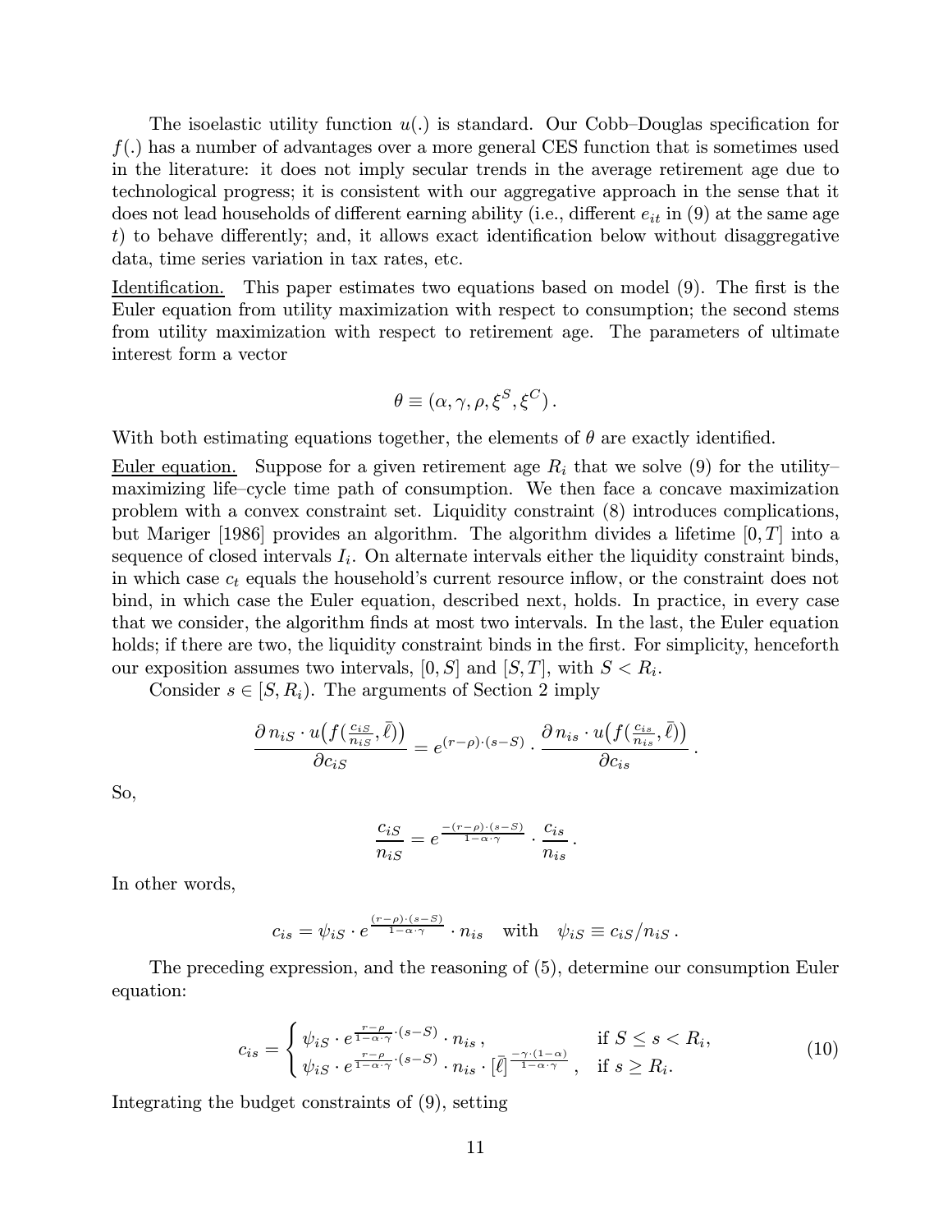The isoelastic utility function $u(.)$ is standard. Our Cobb–Douglas specification for $f(.)$ has a number of advantages over a more general CES function that is sometimes used in the literature: it does not imply secular trends in the average retirement age due to technological progress; it is consistent with our aggregative approach in the sense that it does not lead households of different earning ability (i.e., different $e_{it}$ in (9) at the same age $t$) to behave differently; and, it allows exact identification below without disaggregative data, time series variation in tax rates, etc.

Identification. This paper estimates two equations based on model (9). The first is the Euler equation from utility maximization with respect to consumption; the second stems from utility maximization with respect to retirement age. The parameters of ultimate interest form a vector

$$\theta \equiv (\alpha, \gamma, \rho, \xi^S, \xi^C) .$$

With both estimating equations together, the elements of $\theta$ are exactly identified.

Euler equation. Suppose for a given retirement age $R_i$ that we solve (9) for the utility–maximizing life–cycle time path of consumption. We then face a concave maximization problem with a convex constraint set. Liquidity constraint (8) introduces complications, but Mariger [1986] provides an algorithm. The algorithm divides a lifetime $[0, T]$ into a sequence of closed intervals $I_i$. On alternate intervals either the liquidity constraint binds, in which case $c_t$ equals the household's current resource inflow, or the constraint does not bind, in which case the Euler equation, described next, holds. In practice, in every case that we consider, the algorithm finds at most two intervals. In the last, the Euler equation holds; if there are two, the liquidity constraint binds in the first. For simplicity, henceforth our exposition assumes two intervals, $[0, S]$ and $[S, T]$, with $S < R_i$.

Consider $s \in [S, R_i)$. The arguments of Section 2 imply

$$\frac{\partial\, n_{iS} \cdot u\big(f(\frac{c_{iS}}{n_{iS}}, \bar{\ell})\big)}{\partial c_{iS}} = e^{(r-\rho)\cdot(s-S)} \cdot \frac{\partial\, n_{is} \cdot u\big(f(\frac{c_{is}}{n_{is}}, \bar{\ell})\big)}{\partial c_{is}} .$$

So,

$$\frac{c_{iS}}{n_{iS}} = e^{\frac{-(r-\rho)\cdot(s-S)}{1-\alpha\cdot\gamma}} \cdot \frac{c_{is}}{n_{is}} .$$

In other words,

$$c_{is} = \psi_{iS} \cdot e^{\frac{(r-\rho)\cdot(s-S)}{1-\alpha\cdot\gamma}} \cdot n_{is} \quad \text{with} \quad \psi_{iS} \equiv c_{iS}/n_{iS} .$$

The preceding expression, and the reasoning of (5), determine our consumption Euler equation:

$$c_{is} = \begin{cases} \psi_{iS} \cdot e^{\frac{r-\rho}{1-\alpha\cdot\gamma}\cdot(s-S)} \cdot n_{is} \, , & \text{if } S \leq s < R_i, \\ \psi_{iS} \cdot e^{\frac{r-\rho}{1-\alpha\cdot\gamma}\cdot(s-S)} \cdot n_{is} \cdot [\bar{\ell}]^{\frac{-\gamma\cdot(1-\alpha)}{1-\alpha\cdot\gamma}} \, , & \text{if } s \geq R_i. \end{cases} \tag{10}$$

Integrating the budget constraints of (9), setting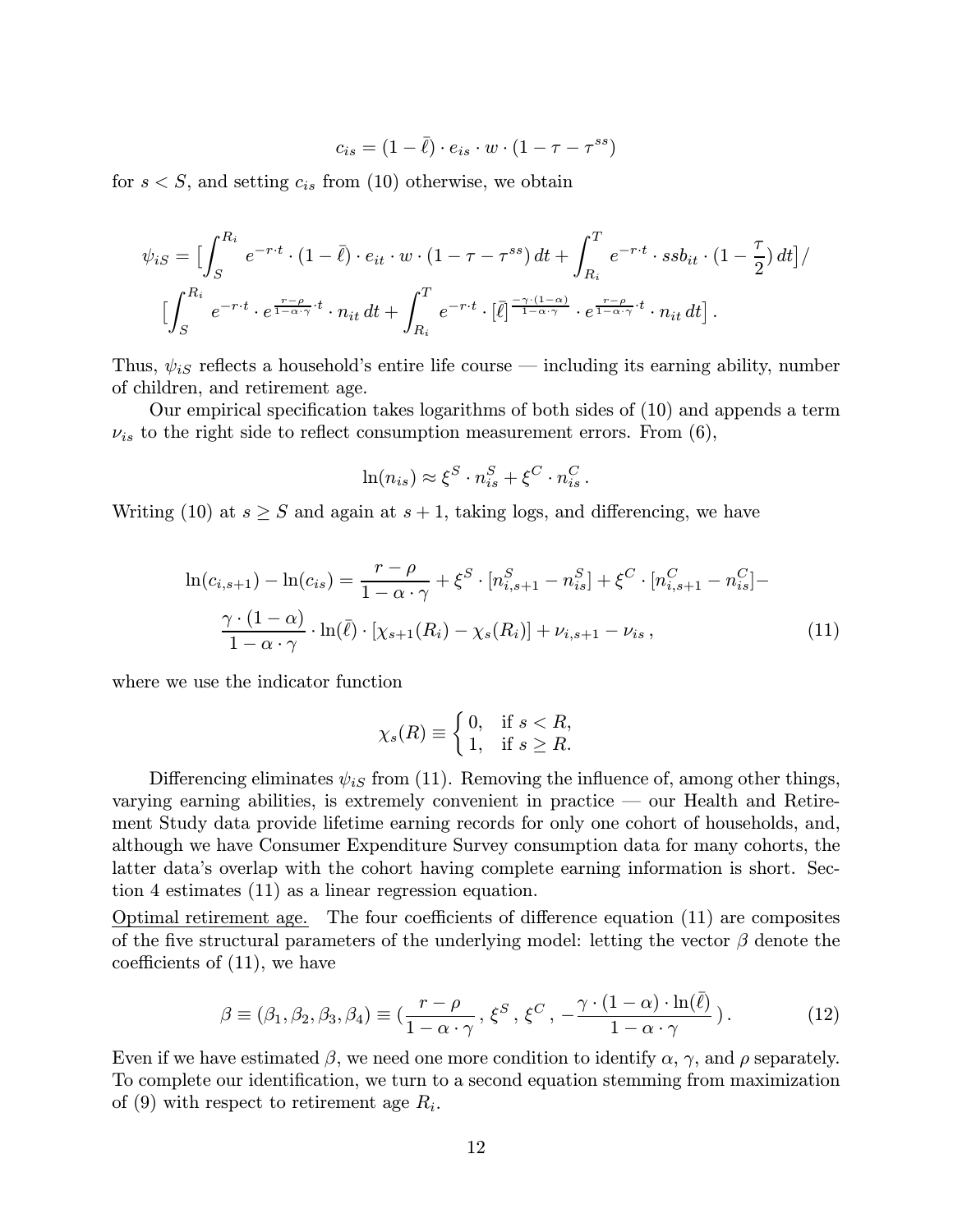$$c_{is} = (1 - \bar{\ell}) \cdot e_{is} \cdot w \cdot (1 - \tau - \tau^{ss})$$

for $s < S$, and setting $c_{is}$ from (10) otherwise, we obtain

$$\psi_{iS} = \big[\int_S^{R_i} e^{-r \cdot t} \cdot (1 - \bar{\ell}) \cdot e_{it} \cdot w \cdot (1 - \tau - \tau^{ss})\, dt + \int_{R_i}^{T} e^{-r \cdot t} \cdot ssb_{it} \cdot (1 - \frac{\tau}{2})\, dt\big] /$$
$$\big[\int_S^{R_i} e^{-r \cdot t} \cdot e^{\frac{r-\rho}{1-\alpha \cdot \gamma} \cdot t} \cdot n_{it}\, dt + \int_{R_i}^{T} e^{-r \cdot t} \cdot [\bar{\ell}]^{\frac{-\gamma \cdot (1-\alpha)}{1-\alpha \cdot \gamma}} \cdot e^{\frac{r-\rho}{1-\alpha \cdot \gamma} \cdot t} \cdot n_{it}\, dt\big] .$$

Thus, $\psi_{iS}$ reflects a household's entire life course — including its earning ability, number of children, and retirement age.

Our empirical specification takes logarithms of both sides of (10) and appends a term $\nu_{is}$ to the right side to reflect consumption measurement errors. From (6),

$$\ln(n_{is}) \approx \xi^S \cdot n_{is}^S + \xi^C \cdot n_{is}^C .$$

Writing (10) at $s \geq S$ and again at $s + 1$, taking logs, and differencing, we have

$$\ln(c_{i,s+1}) - \ln(c_{is}) = \frac{r - \rho}{1 - \alpha \cdot \gamma} + \xi^S \cdot [n_{i,s+1}^S - n_{is}^S] + \xi^C \cdot [n_{i,s+1}^C - n_{is}^C] -$$
$$\frac{\gamma \cdot (1 - \alpha)}{1 - \alpha \cdot \gamma} \cdot \ln(\bar{\ell}) \cdot [\chi_{s+1}(R_i) - \chi_s(R_i)] + \nu_{i,s+1} - \nu_{is} , \tag{11}$$

where we use the indicator function

$$\chi_s(R) \equiv \begin{cases} 0, & \text{if } s < R, \\ 1, & \text{if } s \geq R. \end{cases}$$

Differencing eliminates $\psi_{iS}$ from (11). Removing the influence of, among other things, varying earning abilities, is extremely convenient in practice — our Health and Retirement Study data provide lifetime earning records for only one cohort of households, and, although we have Consumer Expenditure Survey consumption data for many cohorts, the latter data's overlap with the cohort having complete earning information is short. Section 4 estimates (11) as a linear regression equation.

Optimal retirement age. The four coefficients of difference equation (11) are composites of the five structural parameters of the underlying model: letting the vector $\beta$ denote the coefficients of (11), we have

$$\beta \equiv (\beta_1, \beta_2, \beta_3, \beta_4) \equiv (\frac{r - \rho}{1 - \alpha \cdot \gamma}, \xi^S, \xi^C, -\frac{\gamma \cdot (1 - \alpha) \cdot \ln(\bar{\ell})}{1 - \alpha \cdot \gamma}) . \tag{12}$$

Even if we have estimated $\beta$, we need one more condition to identify $\alpha$, $\gamma$, and $\rho$ separately. To complete our identification, we turn to a second equation stemming from maximization of (9) with respect to retirement age $R_i$.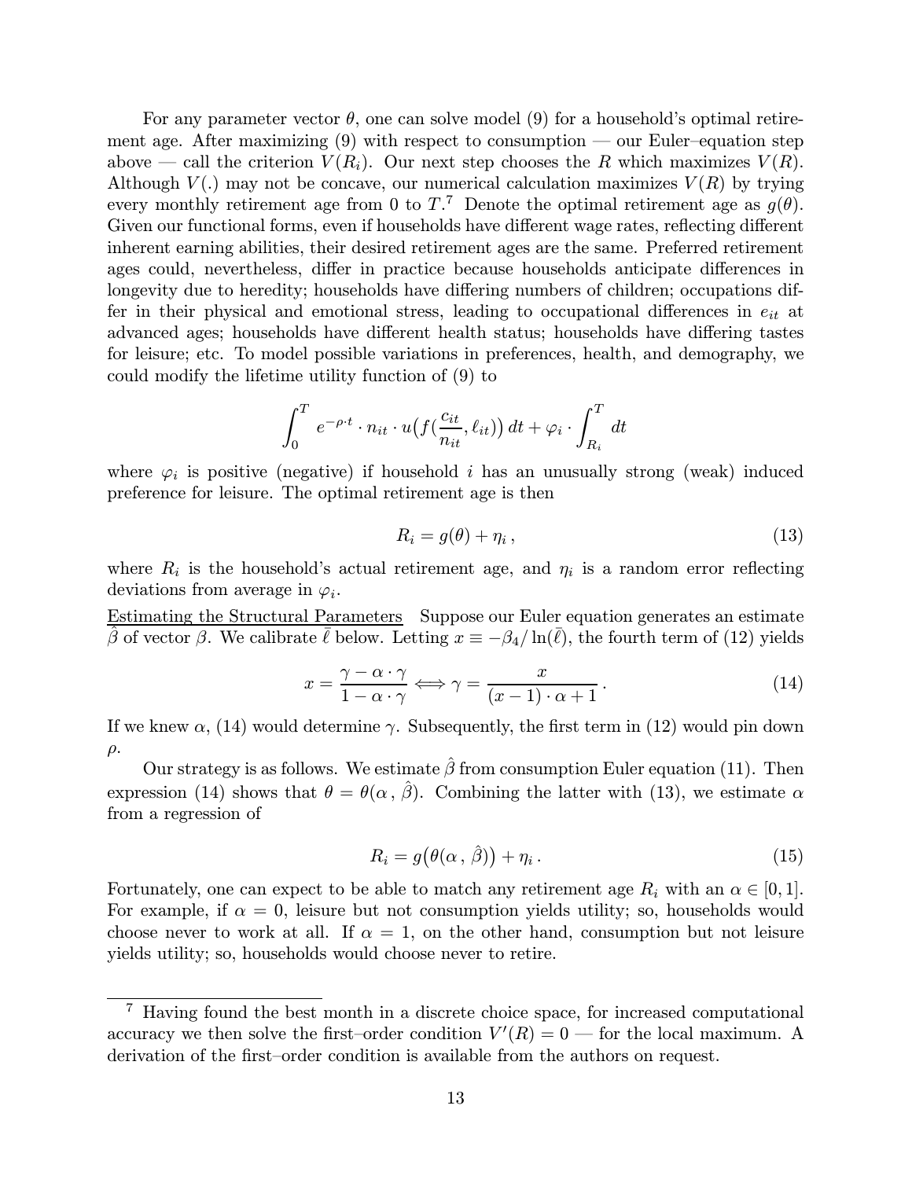For any parameter vector $\theta$, one can solve model (9) for a household's optimal retirement age. After maximizing (9) with respect to consumption — our Euler–equation step above — call the criterion $V(R_i)$. Our next step chooses the $R$ which maximizes $V(R)$. Although $V(.)$ may not be concave, our numerical calculation maximizes $V(R)$ by trying every monthly retirement age from 0 to $T$.[7] Denote the optimal retirement age as $g(\theta)$. Given our functional forms, even if households have different wage rates, reflecting different inherent earning abilities, their desired retirement ages are the same. Preferred retirement ages could, nevertheless, differ in practice because households anticipate differences in longevity due to heredity; households have differing numbers of children; occupations differ in their physical and emotional stress, leading to occupational differences in $e_{it}$ at advanced ages; households have different health status; households have differing tastes for leisure; etc. To model possible variations in preferences, health, and demography, we could modify the lifetime utility function of (9) to

$$\int_0^T e^{-\rho \cdot t} \cdot n_{it} \cdot u\big(f(\frac{c_{it}}{n_{it}}, \ell_{it})\big)\, dt + \varphi_i \cdot \int_{R_i}^T dt$$

where $\varphi_i$ is positive (negative) if household $i$ has an unusually strong (weak) induced preference for leisure. The optimal retirement age is then

$$R_i = g(\theta) + \eta_i \,, \tag{13}$$

where $R_i$ is the household's actual retirement age, and $\eta_i$ is a random error reflecting deviations from average in $\varphi_i$.

<u>Estimating the Structural Parameters</u> Suppose our Euler equation generates an estimate $\hat{\beta}$ of vector $\beta$. We calibrate $\bar{\ell}$ below. Letting $x \equiv -\beta_4/\ln(\bar{\ell})$, the fourth term of (12) yields

$$x = \frac{\gamma - \alpha \cdot \gamma}{1 - \alpha \cdot \gamma} \Longleftrightarrow \gamma = \frac{x}{(x-1) \cdot \alpha + 1} \,. \tag{14}$$

If we knew $\alpha$, (14) would determine $\gamma$. Subsequently, the first term in (12) would pin down $\rho$.

Our strategy is as follows. We estimate $\hat{\beta}$ from consumption Euler equation (11). Then expression (14) shows that $\theta = \theta(\alpha\,, \hat{\beta})$. Combining the latter with (13), we estimate $\alpha$ from a regression of

$$R_i = g\big(\theta(\alpha\,, \hat{\beta})\big) + \eta_i \,. \tag{15}$$

Fortunately, one can expect to be able to match any retirement age $R_i$ with an $\alpha \in [0, 1]$. For example, if $\alpha = 0$, leisure but not consumption yields utility; so, households would choose never to work at all. If $\alpha = 1$, on the other hand, consumption but not leisure yields utility; so, households would choose never to retire.

---

[7] Having found the best month in a discrete choice space, for increased computational accuracy we then solve the first–order condition $V'(R) = 0$ — for the local maximum. A derivation of the first–order condition is available from the authors on request.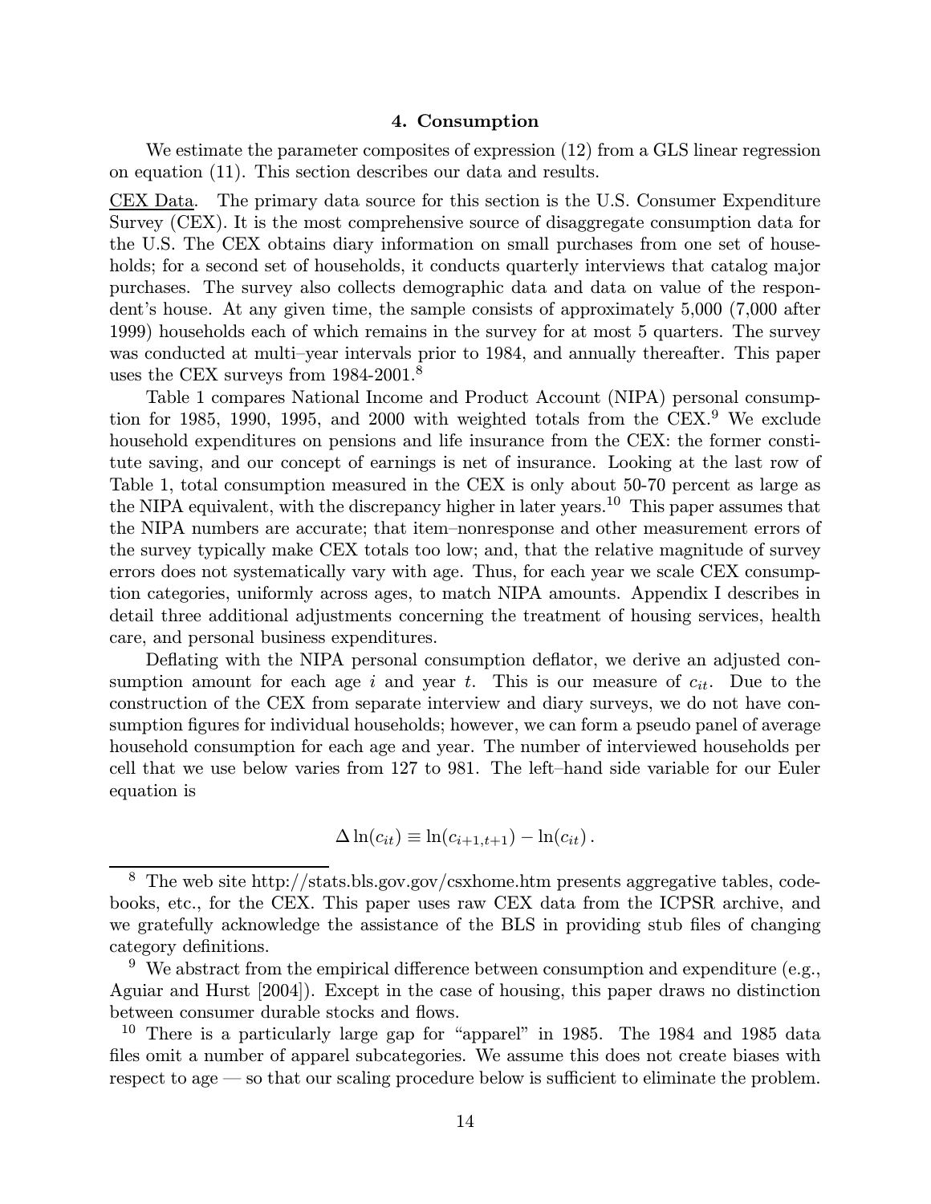## 4. Consumption

We estimate the parameter composites of expression (12) from a GLS linear regression on equation (11). This section describes our data and results.

CEX Data. The primary data source for this section is the U.S. Consumer Expenditure Survey (CEX). It is the most comprehensive source of disaggregate consumption data for the U.S. The CEX obtains diary information on small purchases from one set of households; for a second set of households, it conducts quarterly interviews that catalog major purchases. The survey also collects demographic data and data on value of the respondent's house. At any given time, the sample consists of approximately 5,000 (7,000 after 1999) households each of which remains in the survey for at most 5 quarters. The survey was conducted at multi–year intervals prior to 1984, and annually thereafter. This paper uses the CEX surveys from 1984-2001.[8]

Table 1 compares National Income and Product Account (NIPA) personal consumption for 1985, 1990, 1995, and 2000 with weighted totals from the CEX.[9] We exclude household expenditures on pensions and life insurance from the CEX: the former constitute saving, and our concept of earnings is net of insurance. Looking at the last row of Table 1, total consumption measured in the CEX is only about 50-70 percent as large as the NIPA equivalent, with the discrepancy higher in later years.[10] This paper assumes that the NIPA numbers are accurate; that item–nonresponse and other measurement errors of the survey typically make CEX totals too low; and, that the relative magnitude of survey errors does not systematically vary with age. Thus, for each year we scale CEX consumption categories, uniformly across ages, to match NIPA amounts. Appendix I describes in detail three additional adjustments concerning the treatment of housing services, health care, and personal business expenditures.

Deflating with the NIPA personal consumption deflator, we derive an adjusted consumption amount for each age $i$ and year $t$. This is our measure of $c_{it}$. Due to the construction of the CEX from separate interview and diary surveys, we do not have consumption figures for individual households; however, we can form a pseudo panel of average household consumption for each age and year. The number of interviewed households per cell that we use below varies from 127 to 981. The left–hand side variable for our Euler equation is

$$\Delta \ln(c_{it}) \equiv \ln(c_{i+1,t+1}) - \ln(c_{it}) .$$

---

[8] The web site http://stats.bls.gov.gov/csxhome.htm presents aggregative tables, codebooks, etc., for the CEX. This paper uses raw CEX data from the ICPSR archive, and we gratefully acknowledge the assistance of the BLS in providing stub files of changing category definitions.

[9] We abstract from the empirical difference between consumption and expenditure (e.g., Aguiar and Hurst [2004]). Except in the case of housing, this paper draws no distinction between consumer durable stocks and flows.

[10] There is a particularly large gap for "apparel" in 1985. The 1984 and 1985 data files omit a number of apparel subcategories. We assume this does not create biases with respect to age — so that our scaling procedure below is sufficient to eliminate the problem.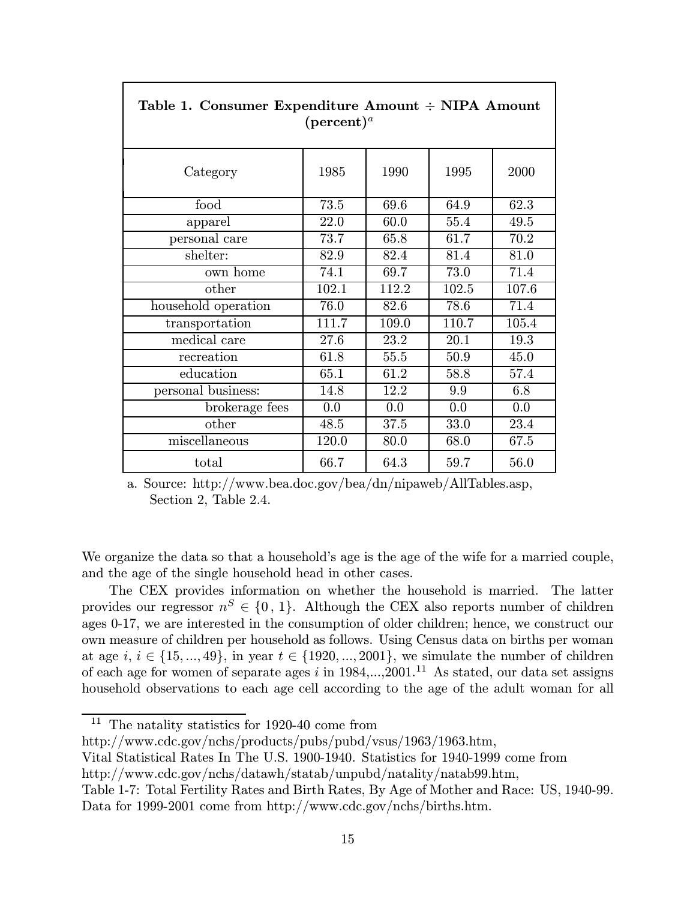**Table 1. Consumer Expenditure Amount ÷ NIPA Amount (percent)[a]**

| Category | 1985 | 1990 | 1995 | 2000 |
|---|---|---|---|---|
| food | 73.5 | 69.6 | 64.9 | 62.3 |
| apparel | 22.0 | 60.0 | 55.4 | 49.5 |
| personal care | 73.7 | 65.8 | 61.7 | 70.2 |
| shelter: | 82.9 | 82.4 | 81.4 | 81.0 |
| own home | 74.1 | 69.7 | 73.0 | 71.4 |
| other | 102.1 | 112.2 | 102.5 | 107.6 |
| household operation | 76.0 | 82.6 | 78.6 | 71.4 |
| transportation | 111.7 | 109.0 | 110.7 | 105.4 |
| medical care | 27.6 | 23.2 | 20.1 | 19.3 |
| recreation | 61.8 | 55.5 | 50.9 | 45.0 |
| education | 65.1 | 61.2 | 58.8 | 57.4 |
| personal business: | 14.8 | 12.2 | 9.9 | 6.8 |
| brokerage fees | 0.0 | 0.0 | 0.0 | 0.0 |
| other | 48.5 | 37.5 | 33.0 | 23.4 |
| miscellaneous | 120.0 | 80.0 | 68.0 | 67.5 |
| total | 66.7 | 64.3 | 59.7 | 56.0 |

a. Source: http://www.bea.doc.gov/bea/dn/nipaweb/AllTables.asp, Section 2, Table 2.4.

We organize the data so that a household's age is the age of the wife for a married couple, and the age of the single household head in other cases.

The CEX provides information on whether the household is married. The latter provides our regressor $n^S \in \{0, 1\}$. Although the CEX also reports number of children ages 0-17, we are interested in the consumption of older children; hence, we construct our own measure of children per household as follows. Using Census data on births per woman at age $i$, $i \in \{15, ..., 49\}$, in year $t \in \{1920, ..., 2001\}$, we simulate the number of children of each age for women of separate ages $i$ in 1984,...,2001.[11] As stated, our data set assigns household observations to each age cell according to the age of the adult woman for all

[11] The natality statistics for 1920-40 come from http://www.cdc.gov/nchs/products/pubs/pubd/vsus/1963/1963.htm, Vital Statistical Rates In The U.S. 1900-1940. Statistics for 1940-1999 come from http://www.cdc.gov/nchs/datawh/statab/unpubd/natality/natab99.htm, Table 1-7: Total Fertility Rates and Birth Rates, By Age of Mother and Race: US, 1940-99. Data for 1999-2001 come from http://www.cdc.gov/nchs/births.htm.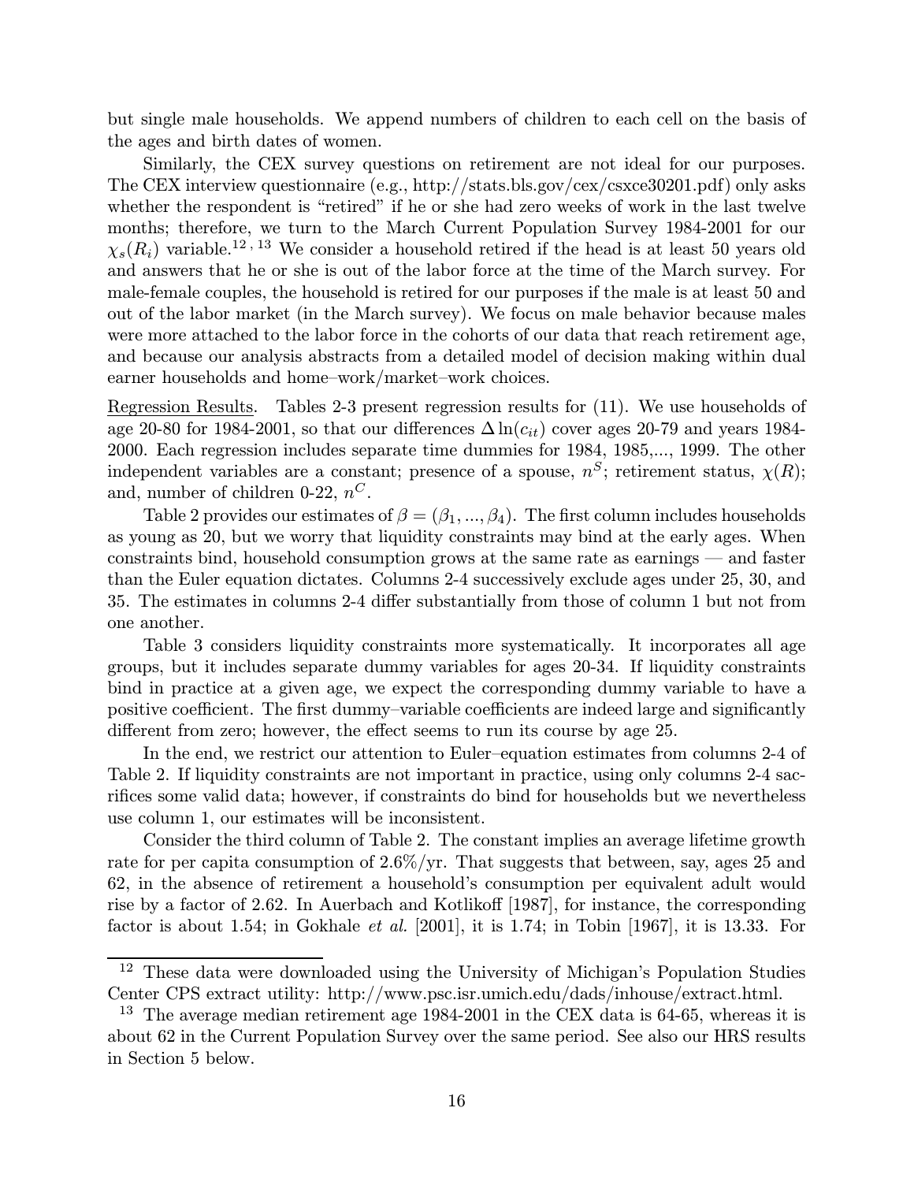but single male households. We append numbers of children to each cell on the basis of the ages and birth dates of women.

Similarly, the CEX survey questions on retirement are not ideal for our purposes. The CEX interview questionnaire (e.g., http://stats.bls.gov/cex/csxce30201.pdf) only asks whether the respondent is "retired" if he or she had zero weeks of work in the last twelve months; therefore, we turn to the March Current Population Survey 1984-2001 for our $\chi_s(R_i)$ variable.[12, 13] We consider a household retired if the head is at least 50 years old and answers that he or she is out of the labor force at the time of the March survey. For male-female couples, the household is retired for our purposes if the male is at least 50 and out of the labor market (in the March survey). We focus on male behavior because males were more attached to the labor force in the cohorts of our data that reach retirement age, and because our analysis abstracts from a detailed model of decision making within dual earner households and home–work/market–work choices.

Regression Results. Tables 2-3 present regression results for (11). We use households of age 20-80 for 1984-2001, so that our differences $\Delta \ln(c_{it})$ cover ages 20-79 and years 1984-2000. Each regression includes separate time dummies for 1984, 1985,..., 1999. The other independent variables are a constant; presence of a spouse, $n^S$; retirement status, $\chi(R)$; and, number of children 0-22, $n^C$.

Table 2 provides our estimates of $\beta = (\beta_1, ..., \beta_4)$. The first column includes households as young as 20, but we worry that liquidity constraints may bind at the early ages. When constraints bind, household consumption grows at the same rate as earnings — and faster than the Euler equation dictates. Columns 2-4 successively exclude ages under 25, 30, and 35. The estimates in columns 2-4 differ substantially from those of column 1 but not from one another.

Table 3 considers liquidity constraints more systematically. It incorporates all age groups, but it includes separate dummy variables for ages 20-34. If liquidity constraints bind in practice at a given age, we expect the corresponding dummy variable to have a positive coefficient. The first dummy–variable coefficients are indeed large and significantly different from zero; however, the effect seems to run its course by age 25.

In the end, we restrict our attention to Euler–equation estimates from columns 2-4 of Table 2. If liquidity constraints are not important in practice, using only columns 2-4 sacrifices some valid data; however, if constraints do bind for households but we nevertheless use column 1, our estimates will be inconsistent.

Consider the third column of Table 2. The constant implies an average lifetime growth rate for per capita consumption of 2.6%/yr. That suggests that between, say, ages 25 and 62, in the absence of retirement a household's consumption per equivalent adult would rise by a factor of 2.62. In Auerbach and Kotlikoff [1987], for instance, the corresponding factor is about 1.54; in Gokhale *et al.* [2001], it is 1.74; in Tobin [1967], it is 13.33. For

[12] These data were downloaded using the University of Michigan's Population Studies Center CPS extract utility: http://www.psc.isr.umich.edu/dads/inhouse/extract.html.

[13] The average median retirement age 1984-2001 in the CEX data is 64-65, whereas it is about 62 in the Current Population Survey over the same period. See also our HRS results in Section 5 below.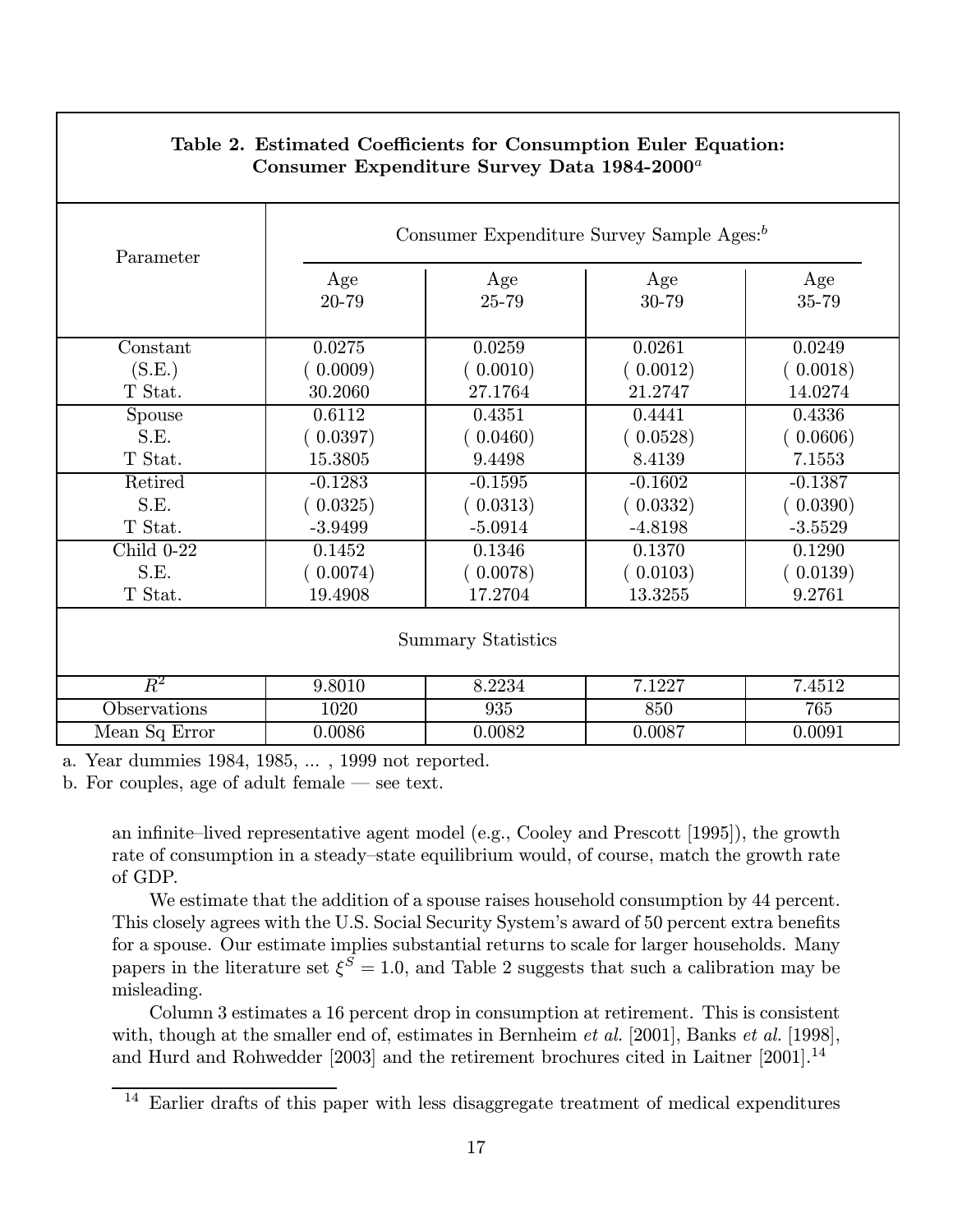**Table 2. Estimated Coefficients for Consumption Euler Equation: Consumer Expenditure Survey Data 1984-2000[a]**

| Parameter | Consumer Expenditure Survey Sample Ages:[b] | | | |
|---|---|---|---|---|
| | Age 20-79 | Age 25-79 | Age 30-79 | Age 35-79 |
| Constant | 0.0275 | 0.0259 | 0.0261 | 0.0249 |
| (S.E.) | ( 0.0009) | ( 0.0010) | ( 0.0012) | ( 0.0018) |
| T Stat. | 30.2060 | 27.1764 | 21.2747 | 14.0274 |
| Spouse | 0.6112 | 0.4351 | 0.4441 | 0.4336 |
| S.E. | ( 0.0397) | ( 0.0460) | ( 0.0528) | ( 0.0606) |
| T Stat. | 15.3805 | 9.4498 | 8.4139 | 7.1553 |
| Retired | -0.1283 | -0.1595 | -0.1602 | -0.1387 |
| S.E. | ( 0.0325) | ( 0.0313) | ( 0.0332) | ( 0.0390) |
| T Stat. | -3.9499 | -5.0914 | -4.8198 | -3.5529 |
| Child 0-22 | 0.1452 | 0.1346 | 0.1370 | 0.1290 |
| S.E. | ( 0.0074) | ( 0.0078) | ( 0.0103) | ( 0.0139) |
| T Stat. | 19.4908 | 17.2704 | 13.3255 | 9.2761 |
| **Summary Statistics** | | | | |
| $R^2$ | 9.8010 | 8.2234 | 7.1227 | 7.4512 |
| Observations | 1020 | 935 | 850 | 765 |
| Mean Sq Error | 0.0086 | 0.0082 | 0.0087 | 0.0091 |

a. Year dummies 1984, 1985, ... , 1999 not reported.

b. For couples, age of adult female — see text.

an infinite–lived representative agent model (e.g., Cooley and Prescott [1995]), the growth rate of consumption in a steady–state equilibrium would, of course, match the growth rate of GDP.

We estimate that the addition of a spouse raises household consumption by 44 percent. This closely agrees with the U.S. Social Security System's award of 50 percent extra benefits for a spouse. Our estimate implies substantial returns to scale for larger households. Many papers in the literature set $\xi^S = 1.0$, and Table 2 suggests that such a calibration may be misleading.

Column 3 estimates a 16 percent drop in consumption at retirement. This is consistent with, though at the smaller end of, estimates in Bernheim *et al.* [2001], Banks *et al.* [1998], and Hurd and Rohwedder [2003] and the retirement brochures cited in Laitner [2001].[14]

[14] Earlier drafts of this paper with less disaggregate treatment of medical expenditures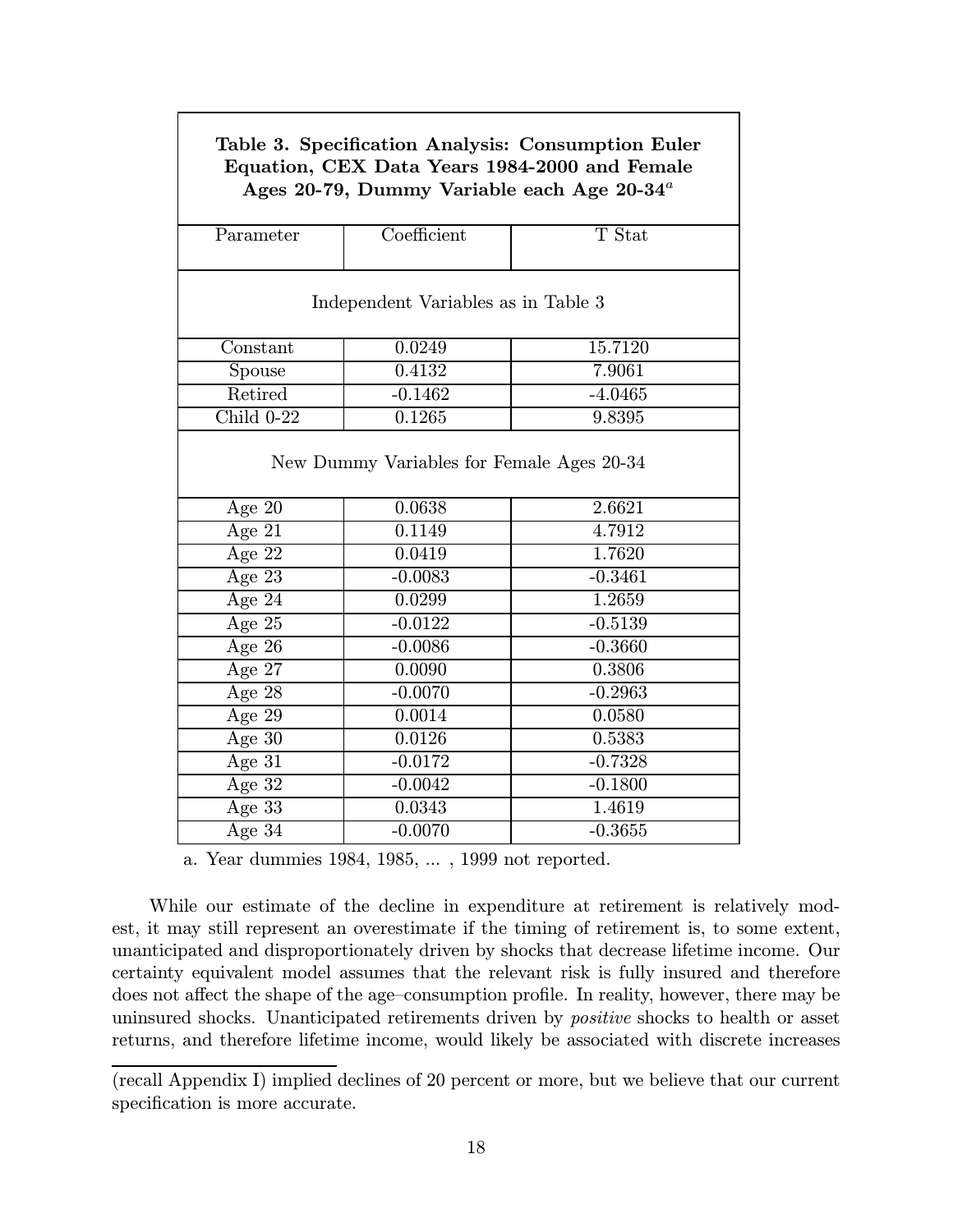**Table 3. Specification Analysis: Consumption Euler Equation, CEX Data Years 1984-2000 and Female Ages 20-79, Dummy Variable each Age 20-34**[a]

| Parameter | Coefficient | T Stat |
|---|---|---|
| Independent Variables as in Table 3 | | |
| Constant | 0.0249 | 15.7120 |
| Spouse | 0.4132 | 7.9061 |
| Retired | -0.1462 | -4.0465 |
| Child 0-22 | 0.1265 | 9.8395 |
| New Dummy Variables for Female Ages 20-34 | | |
| Age 20 | 0.0638 | 2.6621 |
| Age 21 | 0.1149 | 4.7912 |
| Age 22 | 0.0419 | 1.7620 |
| Age 23 | -0.0083 | -0.3461 |
| Age 24 | 0.0299 | 1.2659 |
| Age 25 | -0.0122 | -0.5139 |
| Age 26 | -0.0086 | -0.3660 |
| Age 27 | 0.0090 | 0.3806 |
| Age 28 | -0.0070 | -0.2963 |
| Age 29 | 0.0014 | 0.0580 |
| Age 30 | 0.0126 | 0.5383 |
| Age 31 | -0.0172 | -0.7328 |
| Age 32 | -0.0042 | -0.1800 |
| Age 33 | 0.0343 | 1.4619 |
| Age 34 | -0.0070 | -0.3655 |

a. Year dummies 1984, 1985, ... , 1999 not reported.

While our estimate of the decline in expenditure at retirement is relatively modest, it may still represent an overestimate if the timing of retirement is, to some extent, unanticipated and disproportionately driven by shocks that decrease lifetime income. Our certainty equivalent model assumes that the relevant risk is fully insured and therefore does not affect the shape of the age–consumption profile. In reality, however, there may be uninsured shocks. Unanticipated retirements driven by *positive* shocks to health or asset returns, and therefore lifetime income, would likely be associated with discrete increases

(recall Appendix I) implied declines of 20 percent or more, but we believe that our current specification is more accurate.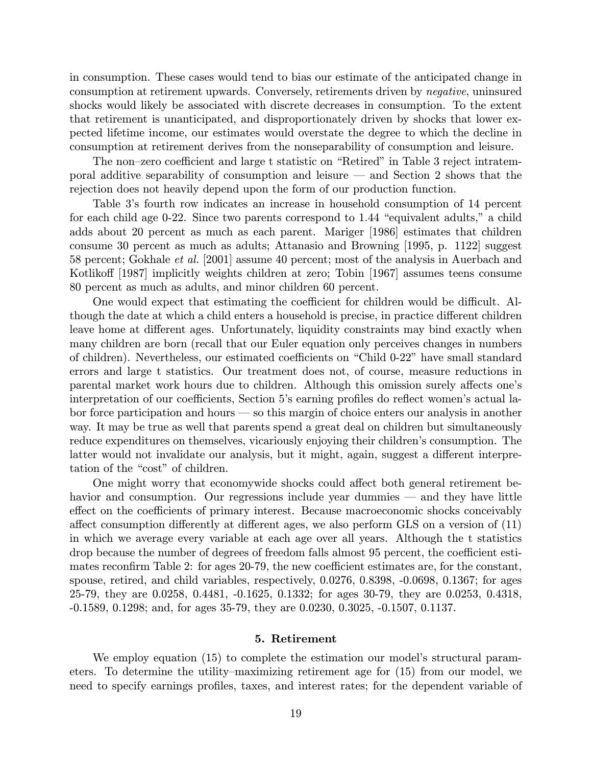in consumption. These cases would tend to bias our estimate of the anticipated change in consumption at retirement upwards. Conversely, retirements driven by *negative*, uninsured shocks would likely be associated with discrete decreases in consumption. To the extent that retirement is unanticipated, and disproportionately driven by shocks that lower expected lifetime income, our estimates would overstate the degree to which the decline in consumption at retirement derives from the nonseparability of consumption and leisure.

The non–zero coefficient and large t statistic on "Retired" in Table 3 reject intratemporal additive separability of consumption and leisure — and Section 2 shows that the rejection does not heavily depend upon the form of our production function.

Table 3's fourth row indicates an increase in household consumption of 14 percent for each child age 0-22. Since two parents correspond to 1.44 "equivalent adults," a child adds about 20 percent as much as each parent. Mariger [1986] estimates that children consume 30 percent as much as adults; Attanasio and Browning [1995, p. 1122] suggest 58 percent; Gokhale *et al.* [2001] assume 40 percent; most of the analysis in Auerbach and Kotlikoff [1987] implicitly weights children at zero; Tobin [1967] assumes teens consume 80 percent as much as adults, and minor children 60 percent.

One would expect that estimating the coefficient for children would be difficult. Although the date at which a child enters a household is precise, in practice different children leave home at different ages. Unfortunately, liquidity constraints may bind exactly when many children are born (recall that our Euler equation only perceives changes in numbers of children). Nevertheless, our estimated coefficients on "Child 0-22" have small standard errors and large t statistics. Our treatment does not, of course, measure reductions in parental market work hours due to children. Although this omission surely affects one's interpretation of our coefficients, Section 5's earning profiles do reflect women's actual labor force participation and hours — so this margin of choice enters our analysis in another way. It may be true as well that parents spend a great deal on children but simultaneously reduce expenditures on themselves, vicariously enjoying their children's consumption. The latter would not invalidate our analysis, but it might, again, suggest a different interpretation of the "cost" of children.

One might worry that economywide shocks could affect both general retirement behavior and consumption. Our regressions include year dummies — and they have little effect on the coefficients of primary interest. Because macroeconomic shocks conceivably affect consumption differently at different ages, we also perform GLS on a version of (11) in which we average every variable at each age over all years. Although the t statistics drop because the number of degrees of freedom falls almost 95 percent, the coefficient estimates reconfirm Table 2: for ages 20-79, the new coefficient estimates are, for the constant, spouse, retired, and child variables, respectively, 0.0276, 0.8398, -0.0698, 0.1367; for ages 25-79, they are 0.0258, 0.4481, -0.1625, 0.1332; for ages 30-79, they are 0.0253, 0.4318, -0.1589, 0.1298; and, for ages 35-79, they are 0.0230, 0.3025, -0.1507, 0.1137.

## 5. Retirement

We employ equation (15) to complete the estimation our model's structural parameters. To determine the utility–maximizing retirement age for (15) from our model, we need to specify earnings profiles, taxes, and interest rates; for the dependent variable of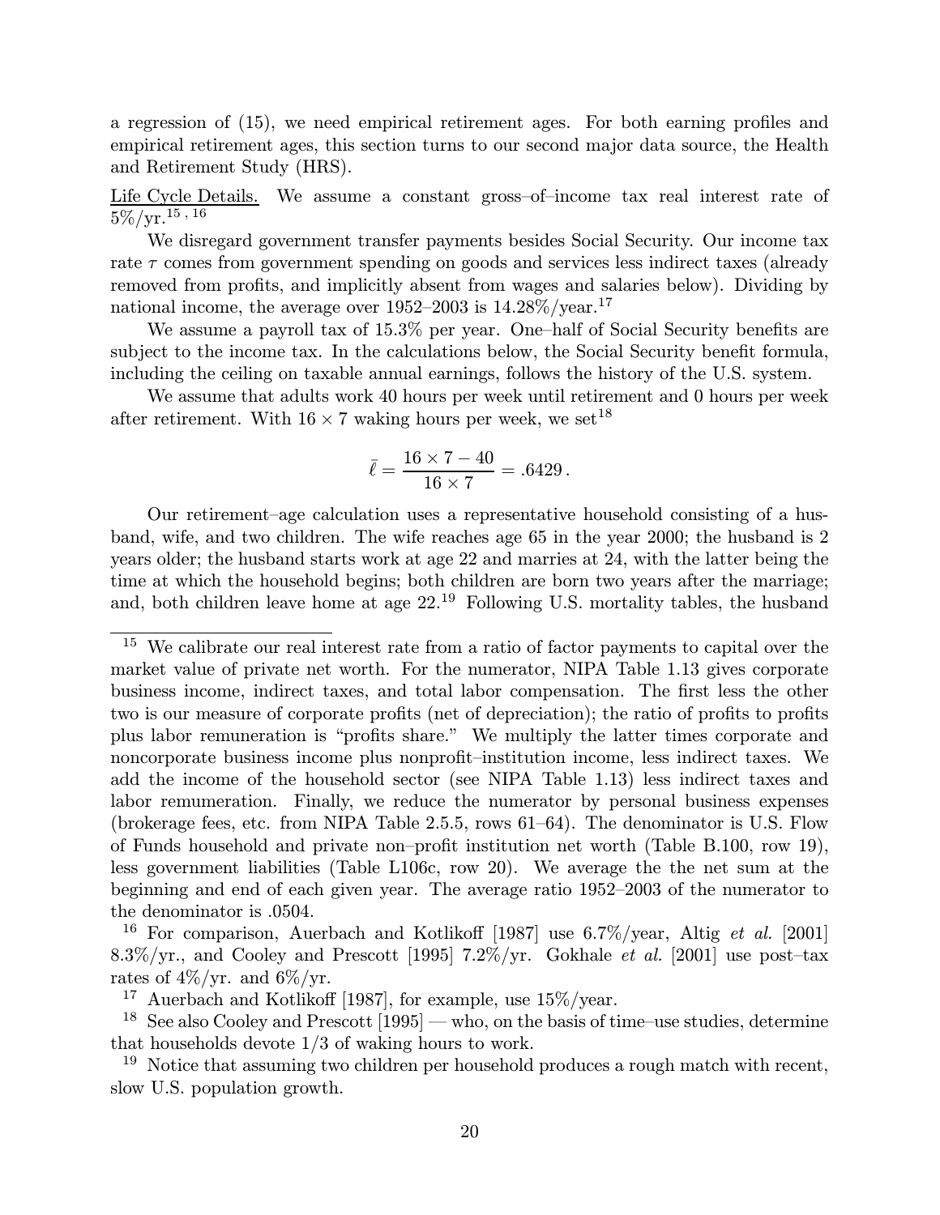a regression of (15), we need empirical retirement ages. For both earning profiles and empirical retirement ages, this section turns to our second major data source, the Health and Retirement Study (HRS).

Life Cycle Details. We assume a constant gross–of–income tax real interest rate of 5%/yr.[15, 16]

We disregard government transfer payments besides Social Security. Our income tax rate $\tau$ comes from government spending on goods and services less indirect taxes (already removed from profits, and implicitly absent from wages and salaries below). Dividing by national income, the average over 1952–2003 is 14.28%/year.[17]

We assume a payroll tax of 15.3% per year. One–half of Social Security benefits are subject to the income tax. In the calculations below, the Social Security benefit formula, including the ceiling on taxable annual earnings, follows the history of the U.S. system.

We assume that adults work 40 hours per week until retirement and 0 hours per week after retirement. With $16 \times 7$ waking hours per week, we set[18]

$$\bar{\ell} = \frac{16 \times 7 - 40}{16 \times 7} = .6429 \,.$$

Our retirement–age calculation uses a representative household consisting of a husband, wife, and two children. The wife reaches age 65 in the year 2000; the husband is 2 years older; the husband starts work at age 22 and marries at 24, with the latter being the time at which the household begins; both children are born two years after the marriage; and, both children leave home at age 22.[19] Following U.S. mortality tables, the husband

---

[15] We calibrate our real interest rate from a ratio of factor payments to capital over the market value of private net worth. For the numerator, NIPA Table 1.13 gives corporate business income, indirect taxes, and total labor compensation. The first less the other two is our measure of corporate profits (net of depreciation); the ratio of profits to profits plus labor remuneration is "profits share." We multiply the latter times corporate and noncorporate business income plus nonprofit–institution income, less indirect taxes. We add the income of the household sector (see NIPA Table 1.13) less indirect taxes and labor remumeration. Finally, we reduce the numerator by personal business expenses (brokerage fees, etc. from NIPA Table 2.5.5, rows 61–64). The denominator is U.S. Flow of Funds household and private non–profit institution net worth (Table B.100, row 19), less government liabilities (Table L106c, row 20). We average the the net sum at the beginning and end of each given year. The average ratio 1952–2003 of the numerator to the denominator is .0504.

[16] For comparison, Auerbach and Kotlikoff [1987] use 6.7%/year, Altig *et al.* [2001] 8.3%/yr., and Cooley and Prescott [1995] 7.2%/yr. Gokhale *et al.* [2001] use post–tax rates of 4%/yr. and 6%/yr.

[17] Auerbach and Kotlikoff [1987], for example, use 15%/year.

[18] See also Cooley and Prescott [1995] — who, on the basis of time–use studies, determine that households devote 1/3 of waking hours to work.

[19] Notice that assuming two children per household produces a rough match with recent, slow U.S. population growth.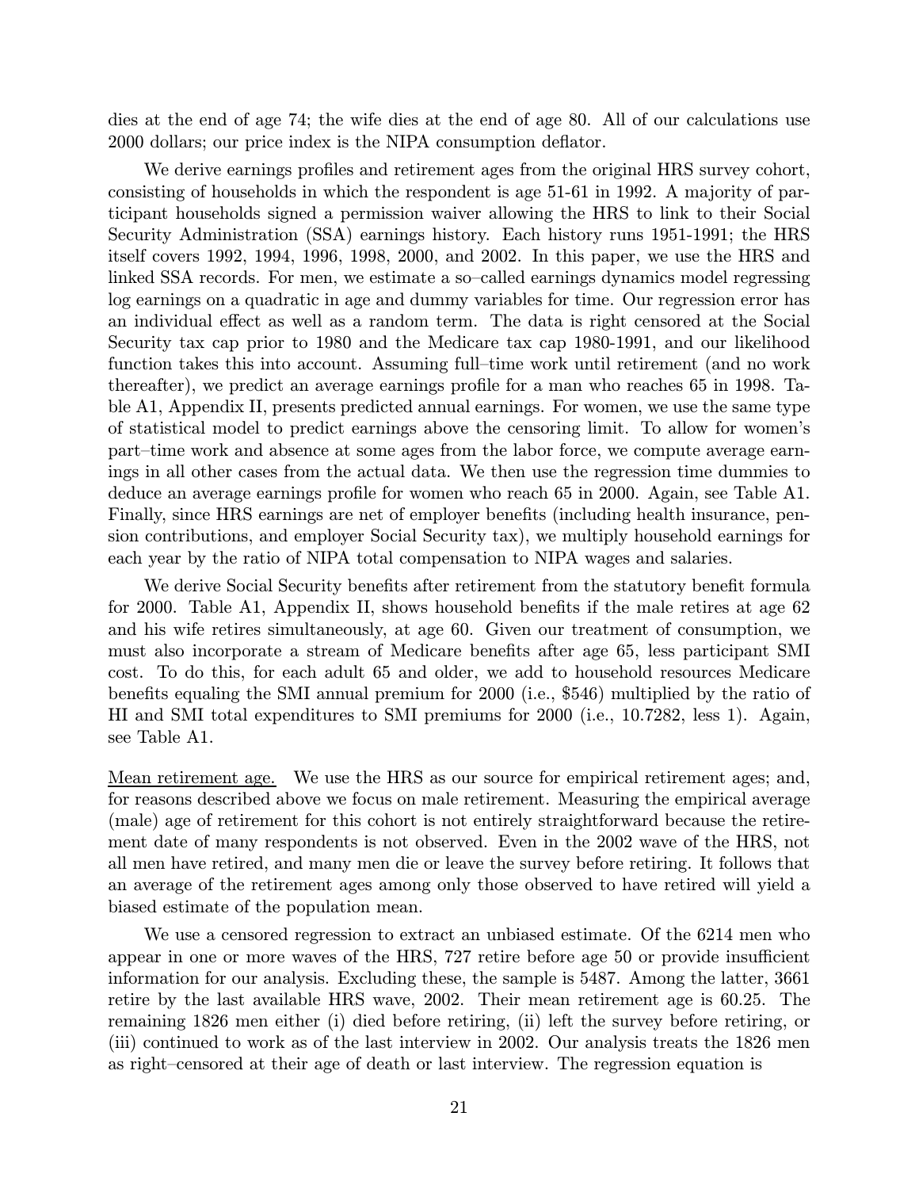dies at the end of age 74; the wife dies at the end of age 80. All of our calculations use 2000 dollars; our price index is the NIPA consumption deflator.

We derive earnings profiles and retirement ages from the original HRS survey cohort, consisting of households in which the respondent is age 51-61 in 1992. A majority of participant households signed a permission waiver allowing the HRS to link to their Social Security Administration (SSA) earnings history. Each history runs 1951-1991; the HRS itself covers 1992, 1994, 1996, 1998, 2000, and 2002. In this paper, we use the HRS and linked SSA records. For men, we estimate a so–called earnings dynamics model regressing log earnings on a quadratic in age and dummy variables for time. Our regression error has an individual effect as well as a random term. The data is right censored at the Social Security tax cap prior to 1980 and the Medicare tax cap 1980-1991, and our likelihood function takes this into account. Assuming full–time work until retirement (and no work thereafter), we predict an average earnings profile for a man who reaches 65 in 1998. Table A1, Appendix II, presents predicted annual earnings. For women, we use the same type of statistical model to predict earnings above the censoring limit. To allow for women's part–time work and absence at some ages from the labor force, we compute average earnings in all other cases from the actual data. We then use the regression time dummies to deduce an average earnings profile for women who reach 65 in 2000. Again, see Table A1. Finally, since HRS earnings are net of employer benefits (including health insurance, pension contributions, and employer Social Security tax), we multiply household earnings for each year by the ratio of NIPA total compensation to NIPA wages and salaries.

We derive Social Security benefits after retirement from the statutory benefit formula for 2000. Table A1, Appendix II, shows household benefits if the male retires at age 62 and his wife retires simultaneously, at age 60. Given our treatment of consumption, we must also incorporate a stream of Medicare benefits after age 65, less participant SMI cost. To do this, for each adult 65 and older, we add to household resources Medicare benefits equaling the SMI annual premium for 2000 (i.e., \$546) multiplied by the ratio of HI and SMI total expenditures to SMI premiums for 2000 (i.e., 10.7282, less 1). Again, see Table A1.

Mean retirement age. We use the HRS as our source for empirical retirement ages; and, for reasons described above we focus on male retirement. Measuring the empirical average (male) age of retirement for this cohort is not entirely straightforward because the retirement date of many respondents is not observed. Even in the 2002 wave of the HRS, not all men have retired, and many men die or leave the survey before retiring. It follows that an average of the retirement ages among only those observed to have retired will yield a biased estimate of the population mean.

We use a censored regression to extract an unbiased estimate. Of the 6214 men who appear in one or more waves of the HRS, 727 retire before age 50 or provide insufficient information for our analysis. Excluding these, the sample is 5487. Among the latter, 3661 retire by the last available HRS wave, 2002. Their mean retirement age is 60.25. The remaining 1826 men either (i) died before retiring, (ii) left the survey before retiring, or (iii) continued to work as of the last interview in 2002. Our analysis treats the 1826 men as right–censored at their age of death or last interview. The regression equation is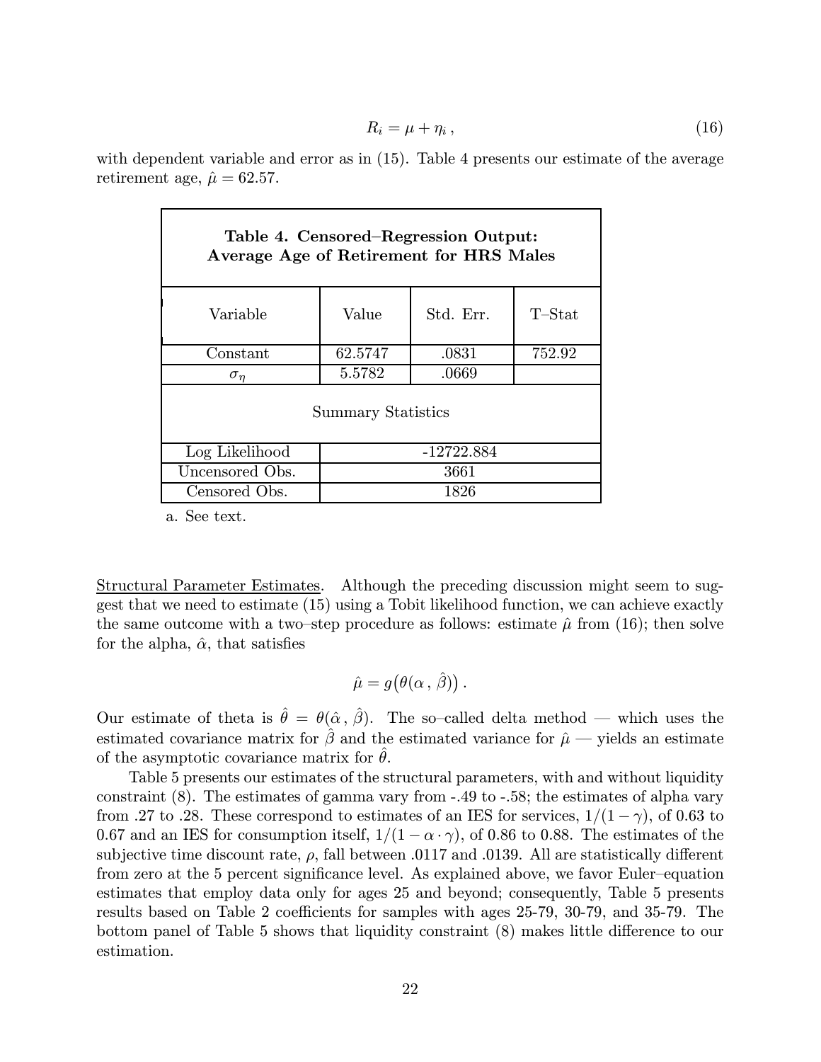$$R_i = \mu + \eta_i \,, \tag{16}$$

with dependent variable and error as in (15). Table 4 presents our estimate of the average retirement age, $\hat{\mu} = 62.57$.

**Table 4. Censored–Regression Output: Average Age of Retirement for HRS Males**

| Variable | Value | Std. Err. | T–Stat |
|---|---|---|---|
| Constant | 62.5747 | .0831 | 752.92 |
| $\sigma_\eta$ | 5.5782 | .0669 | |
| **Summary Statistics** | | | |
| Log Likelihood | -12722.884 | | |
| Uncensored Obs. | 3661 | | |
| Censored Obs. | 1826 | | |

a. See text.

Structural Parameter Estimates. Although the preceding discussion might seem to suggest that we need to estimate (15) using a Tobit likelihood function, we can achieve exactly the same outcome with a two–step procedure as follows: estimate $\hat{\mu}$ from (16); then solve for the alpha, $\hat{\alpha}$, that satisfies

$$\hat{\mu} = g\big(\theta(\alpha \,,\, \hat{\beta})\big) \,.$$

Our estimate of theta is $\hat{\theta} = \theta(\hat{\alpha} \,,\, \hat{\beta})$. The so–called delta method — which uses the estimated covariance matrix for $\hat{\beta}$ and the estimated variance for $\hat{\mu}$ — yields an estimate of the asymptotic covariance matrix for $\hat{\theta}$.

Table 5 presents our estimates of the structural parameters, with and without liquidity constraint (8). The estimates of gamma vary from -.49 to -.58; the estimates of alpha vary from .27 to .28. These correspond to estimates of an IES for services, $1/(1 - \gamma)$, of 0.63 to 0.67 and an IES for consumption itself, $1/(1 - \alpha \cdot \gamma)$, of 0.86 to 0.88. The estimates of the subjective time discount rate, $\rho$, fall between .0117 and .0139. All are statistically different from zero at the 5 percent significance level. As explained above, we favor Euler–equation estimates that employ data only for ages 25 and beyond; consequently, Table 5 presents results based on Table 2 coefficients for samples with ages 25-79, 30-79, and 35-79. The bottom panel of Table 5 shows that liquidity constraint (8) makes little difference to our estimation.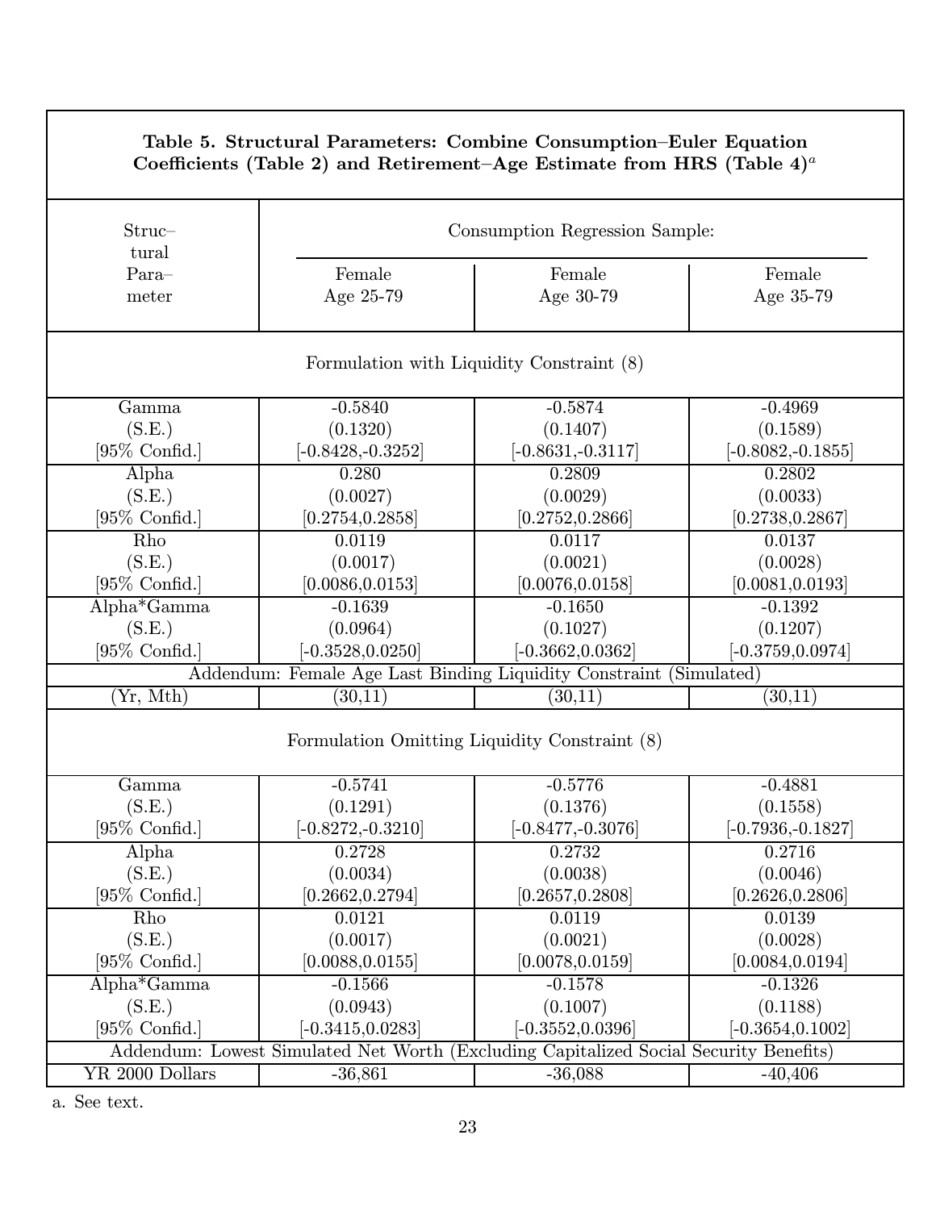**Table 5. Structural Parameters: Combine Consumption–Euler Equation Coefficients (Table 2) and Retirement–Age Estimate from HRS (Table 4)[a]**

| Structural Parameter | Consumption Regression Sample: | | |
|---|---|---|---|
| | Female Age 25-79 | Female Age 30-79 | Female Age 35-79 |
| **Formulation with Liquidity Constraint (8)** | | | |
| Gamma | -0.5840 | -0.5874 | -0.4969 |
| (S.E.) | (0.1320) | (0.1407) | (0.1589) |
| [95% Confid.] | [-0.8428,-0.3252] | [-0.8631,-0.3117] | [-0.8082,-0.1855] |
| Alpha | 0.280 | 0.2809 | 0.2802 |
| (S.E.) | (0.0027) | (0.0029) | (0.0033) |
| [95% Confid.] | [0.2754,0.2858] | [0.2752,0.2866] | [0.2738,0.2867] |
| Rho | 0.0119 | 0.0117 | 0.0137 |
| (S.E.) | (0.0017) | (0.0021) | (0.0028) |
| [95% Confid.] | [0.0086,0.0153] | [0.0076,0.0158] | [0.0081,0.0193] |
| Alpha*Gamma | -0.1639 | -0.1650 | -0.1392 |
| (S.E.) | (0.0964) | (0.1027) | (0.1207) |
| [95% Confid.] | [-0.3528,0.0250] | [-0.3662,0.0362] | [-0.3759,0.0974] |
| Addendum: Female Age Last Binding Liquidity Constraint (Simulated) | | | |
| (Yr, Mth) | (30,11) | (30,11) | (30,11) |
| **Formulation Omitting Liquidity Constraint (8)** | | | |
| Gamma | -0.5741 | -0.5776 | -0.4881 |
| (S.E.) | (0.1291) | (0.1376) | (0.1558) |
| [95% Confid.] | [-0.8272,-0.3210] | [-0.8477,-0.3076] | [-0.7936,-0.1827] |
| Alpha | 0.2728 | 0.2732 | 0.2716 |
| (S.E.) | (0.0034) | (0.0038) | (0.0046) |
| [95% Confid.] | [0.2662,0.2794] | [0.2657,0.2808] | [0.2626,0.2806] |
| Rho | 0.0121 | 0.0119 | 0.0139 |
| (S.E.) | (0.0017) | (0.0021) | (0.0028) |
| [95% Confid.] | [0.0088,0.0155] | [0.0078,0.0159] | [0.0084,0.0194] |
| Alpha*Gamma | -0.1566 | -0.1578 | -0.1326 |
| (S.E.) | (0.0943) | (0.1007) | (0.1188) |
| [95% Confid.] | [-0.3415,0.0283] | [-0.3552,0.0396] | [-0.3654,0.1002] |
| Addendum: Lowest Simulated Net Worth (Excluding Capitalized Social Security Benefits) | | | |
| YR 2000 Dollars | -36,861 | -36,088 | -40,406 |

a. See text.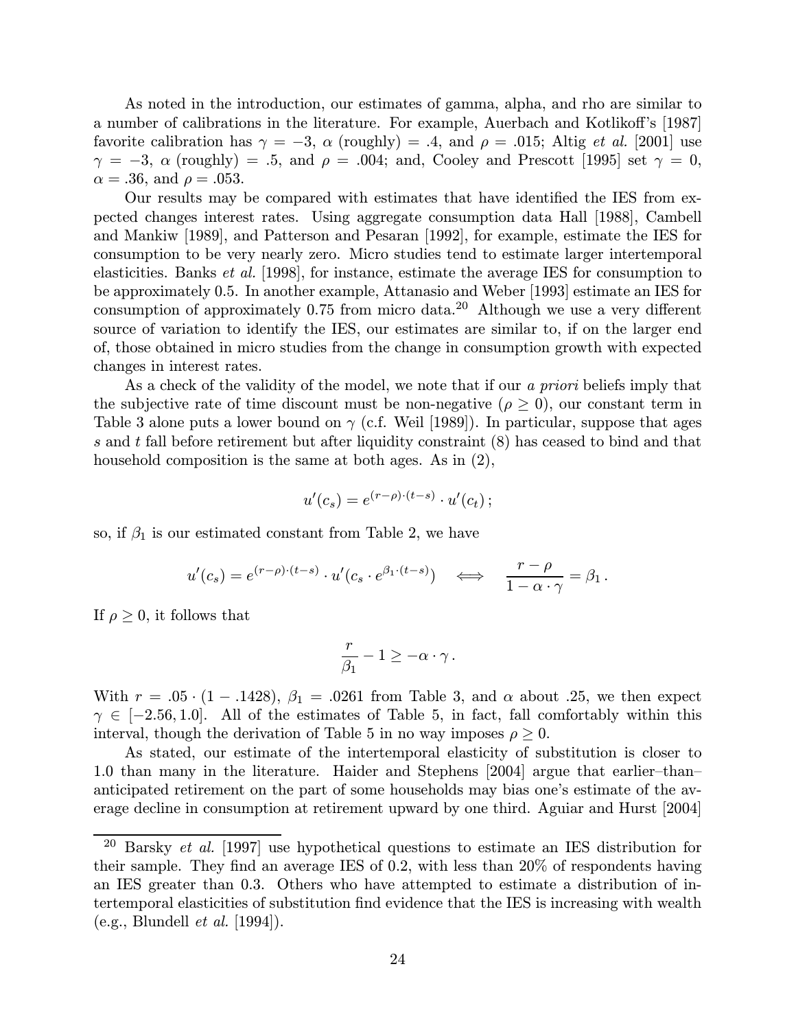As noted in the introduction, our estimates of gamma, alpha, and rho are similar to a number of calibrations in the literature. For example, Auerbach and Kotlikoff's [1987] favorite calibration has $\gamma = -3$, $\alpha$ (roughly) $= .4$, and $\rho = .015$; Altig *et al.* [2001] use $\gamma = -3$, $\alpha$ (roughly) $= .5$, and $\rho = .004$; and, Cooley and Prescott [1995] set $\gamma = 0$, $\alpha = .36$, and $\rho = .053$.

Our results may be compared with estimates that have identified the IES from expected changes interest rates. Using aggregate consumption data Hall [1988], Cambell and Mankiw [1989], and Patterson and Pesaran [1992], for example, estimate the IES for consumption to be very nearly zero. Micro studies tend to estimate larger intertemporal elasticities. Banks *et al.* [1998], for instance, estimate the average IES for consumption to be approximately 0.5. In another example, Attanasio and Weber [1993] estimate an IES for consumption of approximately 0.75 from micro data.[20] Although we use a very different source of variation to identify the IES, our estimates are similar to, if on the larger end of, those obtained in micro studies from the change in consumption growth with expected changes in interest rates.

As a check of the validity of the model, we note that if our *a priori* beliefs imply that the subjective rate of time discount must be non-negative ($\rho \geq 0$), our constant term in Table 3 alone puts a lower bound on $\gamma$ (c.f. Weil [1989]). In particular, suppose that ages $s$ and $t$ fall before retirement but after liquidity constraint (8) has ceased to bind and that household composition is the same at both ages. As in (2),

$$u'(c_s) = e^{(r-\rho)\cdot(t-s)} \cdot u'(c_t)\,;$$

so, if $\beta_1$ is our estimated constant from Table 2, we have

$$u'(c_s) = e^{(r-\rho)\cdot(t-s)} \cdot u'(c_s \cdot e^{\beta_1 \cdot (t-s)}) \quad \iff \quad \frac{r-\rho}{1-\alpha\cdot\gamma} = \beta_1\,.$$

If $\rho \geq 0$, it follows that

$$\frac{r}{\beta_1} - 1 \geq -\alpha \cdot \gamma\,.$$

With $r = .05 \cdot (1 - .1428)$, $\beta_1 = .0261$ from Table 3, and $\alpha$ about .25, we then expect $\gamma \in [-2.56, 1.0]$. All of the estimates of Table 5, in fact, fall comfortably within this interval, though the derivation of Table 5 in no way imposes $\rho \geq 0$.

As stated, our estimate of the intertemporal elasticity of substitution is closer to 1.0 than many in the literature. Haider and Stephens [2004] argue that earlier–than–anticipated retirement on the part of some households may bias one's estimate of the average decline in consumption at retirement upward by one third. Aguiar and Hurst [2004]

[20] Barsky *et al.* [1997] use hypothetical questions to estimate an IES distribution for their sample. They find an average IES of 0.2, with less than 20% of respondents having an IES greater than 0.3. Others who have attempted to estimate a distribution of intertemporal elasticities of substitution find evidence that the IES is increasing with wealth (e.g., Blundell *et al.* [1994]).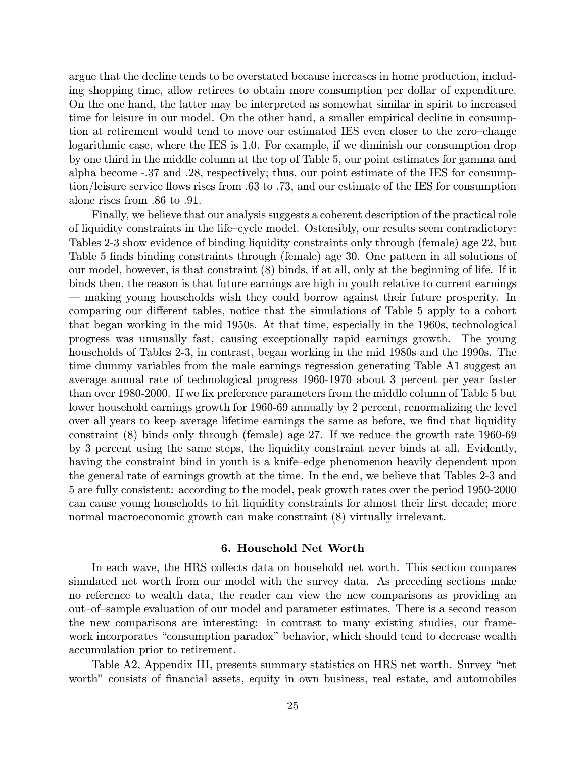argue that the decline tends to be overstated because increases in home production, including shopping time, allow retirees to obtain more consumption per dollar of expenditure. On the one hand, the latter may be interpreted as somewhat similar in spirit to increased time for leisure in our model. On the other hand, a smaller empirical decline in consumption at retirement would tend to move our estimated IES even closer to the zero–change logarithmic case, where the IES is 1.0. For example, if we diminish our consumption drop by one third in the middle column at the top of Table 5, our point estimates for gamma and alpha become -.37 and .28, respectively; thus, our point estimate of the IES for consumption/leisure service flows rises from .63 to .73, and our estimate of the IES for consumption alone rises from .86 to .91.

Finally, we believe that our analysis suggests a coherent description of the practical role of liquidity constraints in the life–cycle model. Ostensibly, our results seem contradictory: Tables 2-3 show evidence of binding liquidity constraints only through (female) age 22, but Table 5 finds binding constraints through (female) age 30. One pattern in all solutions of our model, however, is that constraint (8) binds, if at all, only at the beginning of life. If it binds then, the reason is that future earnings are high in youth relative to current earnings — making young households wish they could borrow against their future prosperity. In comparing our different tables, notice that the simulations of Table 5 apply to a cohort that began working in the mid 1950s. At that time, especially in the 1960s, technological progress was unusually fast, causing exceptionally rapid earnings growth. The young households of Tables 2-3, in contrast, began working in the mid 1980s and the 1990s. The time dummy variables from the male earnings regression generating Table A1 suggest an average annual rate of technological progress 1960-1970 about 3 percent per year faster than over 1980-2000. If we fix preference parameters from the middle column of Table 5 but lower household earnings growth for 1960-69 annually by 2 percent, renormalizing the level over all years to keep average lifetime earnings the same as before, we find that liquidity constraint (8) binds only through (female) age 27. If we reduce the growth rate 1960-69 by 3 percent using the same steps, the liquidity constraint never binds at all. Evidently, having the constraint bind in youth is a knife–edge phenomenon heavily dependent upon the general rate of earnings growth at the time. In the end, we believe that Tables 2-3 and 5 are fully consistent: according to the model, peak growth rates over the period 1950-2000 can cause young households to hit liquidity constraints for almost their first decade; more normal macroeconomic growth can make constraint (8) virtually irrelevant.

## 6. Household Net Worth

In each wave, the HRS collects data on household net worth. This section compares simulated net worth from our model with the survey data. As preceding sections make no reference to wealth data, the reader can view the new comparisons as providing an out–of–sample evaluation of our model and parameter estimates. There is a second reason the new comparisons are interesting: in contrast to many existing studies, our framework incorporates "consumption paradox" behavior, which should tend to decrease wealth accumulation prior to retirement.

Table A2, Appendix III, presents summary statistics on HRS net worth. Survey "net worth" consists of financial assets, equity in own business, real estate, and automobiles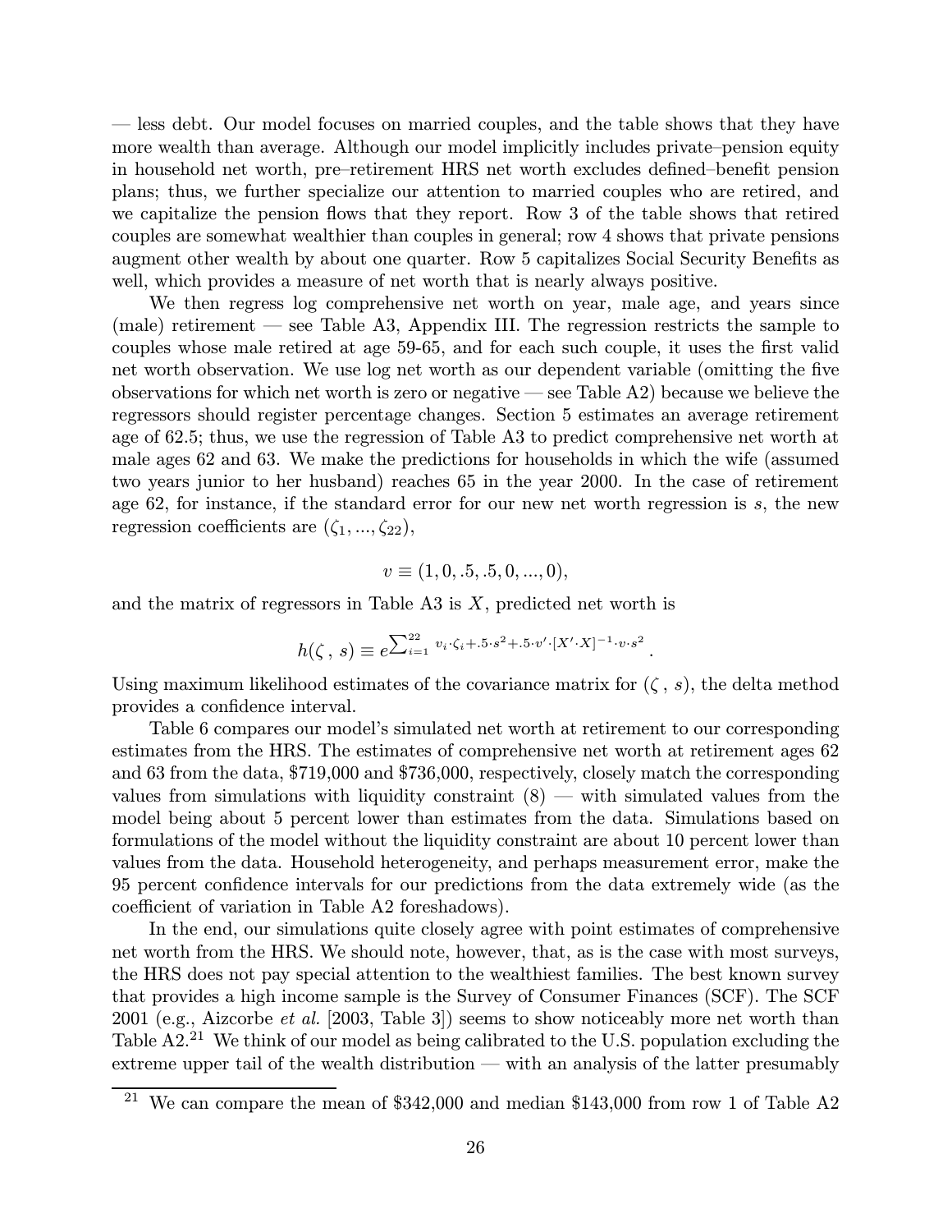— less debt. Our model focuses on married couples, and the table shows that they have more wealth than average. Although our model implicitly includes private–pension equity in household net worth, pre–retirement HRS net worth excludes defined–benefit pension plans; thus, we further specialize our attention to married couples who are retired, and we capitalize the pension flows that they report. Row 3 of the table shows that retired couples are somewhat wealthier than couples in general; row 4 shows that private pensions augment other wealth by about one quarter. Row 5 capitalizes Social Security Benefits as well, which provides a measure of net worth that is nearly always positive.

We then regress log comprehensive net worth on year, male age, and years since (male) retirement — see Table A3, Appendix III. The regression restricts the sample to couples whose male retired at age 59-65, and for each such couple, it uses the first valid net worth observation. We use log net worth as our dependent variable (omitting the five observations for which net worth is zero or negative — see Table A2) because we believe the regressors should register percentage changes. Section 5 estimates an average retirement age of 62.5; thus, we use the regression of Table A3 to predict comprehensive net worth at male ages 62 and 63. We make the predictions for households in which the wife (assumed two years junior to her husband) reaches 65 in the year 2000. In the case of retirement age 62, for instance, if the standard error for our new net worth regression is $s$, the new regression coefficients are $(\zeta_1, ..., \zeta_{22})$,

$$v \equiv (1, 0, .5, .5, 0, ..., 0),$$

and the matrix of regressors in Table A3 is $X$, predicted net worth is

$$h(\zeta\,,\, s) \equiv e^{\sum_{i=1}^{22} v_i \cdot \zeta_i + .5 \cdot s^2 + .5 \cdot v' \cdot [X' \cdot X]^{-1} \cdot v \cdot s^2}\,.$$

Using maximum likelihood estimates of the covariance matrix for $(\zeta\,,\, s)$, the delta method provides a confidence interval.

Table 6 compares our model's simulated net worth at retirement to our corresponding estimates from the HRS. The estimates of comprehensive net worth at retirement ages 62 and 63 from the data, \$719,000 and \$736,000, respectively, closely match the corresponding values from simulations with liquidity constraint (8) — with simulated values from the model being about 5 percent lower than estimates from the data. Simulations based on formulations of the model without the liquidity constraint are about 10 percent lower than values from the data. Household heterogeneity, and perhaps measurement error, make the 95 percent confidence intervals for our predictions from the data extremely wide (as the coefficient of variation in Table A2 foreshadows).

In the end, our simulations quite closely agree with point estimates of comprehensive net worth from the HRS. We should note, however, that, as is the case with most surveys, the HRS does not pay special attention to the wealthiest families. The best known survey that provides a high income sample is the Survey of Consumer Finances (SCF). The SCF 2001 (e.g., Aizcorbe *et al.* [2003, Table 3]) seems to show noticeably more net worth than Table A2.[21] We think of our model as being calibrated to the U.S. population excluding the extreme upper tail of the wealth distribution — with an analysis of the latter presumably

[21] We can compare the mean of \$342,000 and median \$143,000 from row 1 of Table A2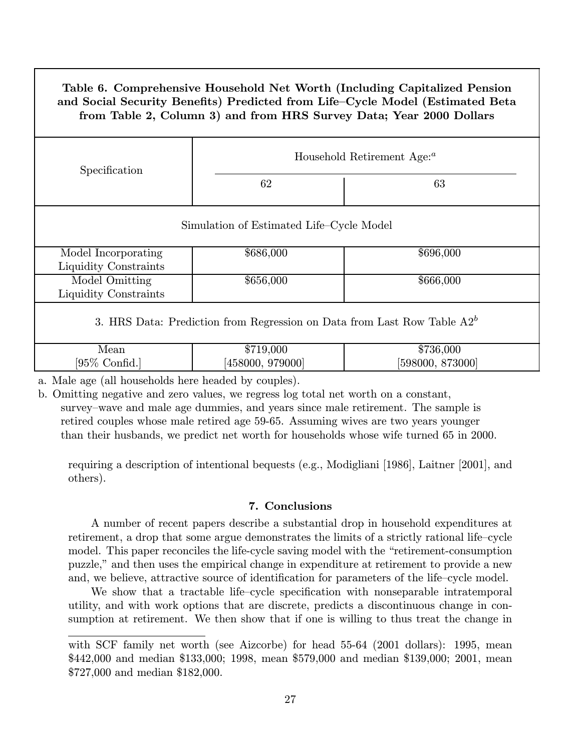**Table 6. Comprehensive Household Net Worth (Including Capitalized Pension and Social Security Benefits) Predicted from Life–Cycle Model (Estimated Beta from Table 2, Column 3) and from HRS Survey Data; Year 2000 Dollars**

| Specification | Household Retirement Age:[a] | |
|---|---|---|
| | 62 | 63 |
| Simulation of Estimated Life–Cycle Model | | |
| Model Incorporating Liquidity Constraints | $686,000 | $696,000 |
| Model Omitting Liquidity Constraints | $656,000 | $666,000 |
| 3. HRS Data: Prediction from Regression on Data from Last Row Table A2[b] | | |
| Mean [95% Confid.] | $719,000 [458000, 979000] | $736,000 [598000, 873000] |

a. Male age (all households here headed by couples).

b. Omitting negative and zero values, we regress log total net worth on a constant, survey–wave and male age dummies, and years since male retirement. The sample is retired couples whose male retired age 59-65. Assuming wives are two years younger than their husbands, we predict net worth for households whose wife turned 65 in 2000.

requiring a description of intentional bequests (e.g., Modigliani [1986], Laitner [2001], and others).

## 7. Conclusions

A number of recent papers describe a substantial drop in household expenditures at retirement, a drop that some argue demonstrates the limits of a strictly rational life–cycle model. This paper reconciles the life-cycle saving model with the "retirement-consumption puzzle," and then uses the empirical change in expenditure at retirement to provide a new and, we believe, attractive source of identification for parameters of the life–cycle model.

We show that a tractable life–cycle specification with nonseparable intratemporal utility, and with work options that are discrete, predicts a discontinuous change in consumption at retirement. We then show that if one is willing to thus treat the change in

with SCF family net worth (see Aizcorbe) for head 55-64 (2001 dollars): 1995, mean $442,000 and median $133,000; 1998, mean $579,000 and median $139,000; 2001, mean $727,000 and median $182,000.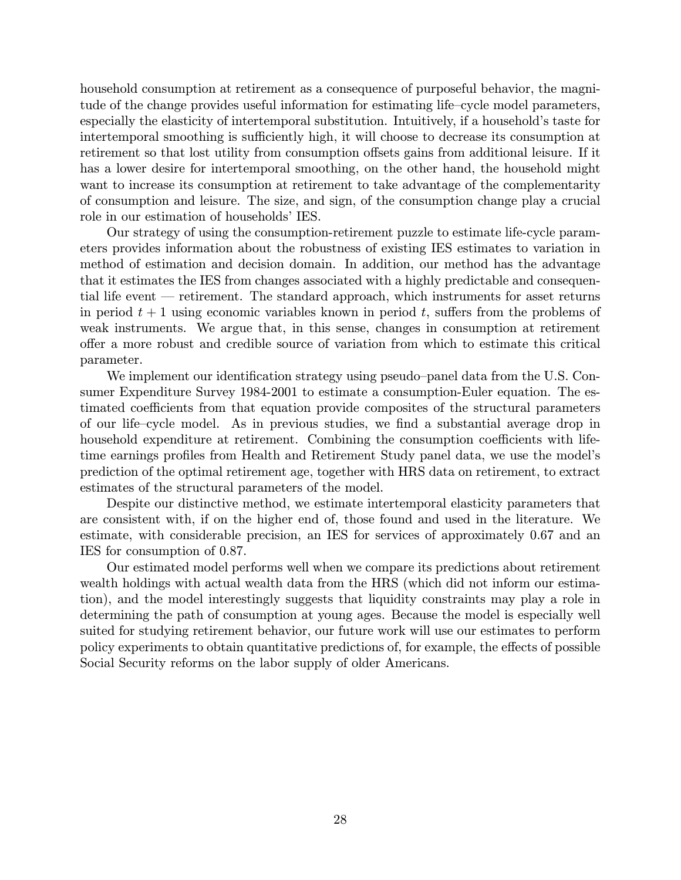household consumption at retirement as a consequence of purposeful behavior, the magnitude of the change provides useful information for estimating life–cycle model parameters, especially the elasticity of intertemporal substitution. Intuitively, if a household's taste for intertemporal smoothing is sufficiently high, it will choose to decrease its consumption at retirement so that lost utility from consumption offsets gains from additional leisure. If it has a lower desire for intertemporal smoothing, on the other hand, the household might want to increase its consumption at retirement to take advantage of the complementarity of consumption and leisure. The size, and sign, of the consumption change play a crucial role in our estimation of households' IES.

Our strategy of using the consumption-retirement puzzle to estimate life-cycle parameters provides information about the robustness of existing IES estimates to variation in method of estimation and decision domain. In addition, our method has the advantage that it estimates the IES from changes associated with a highly predictable and consequential life event — retirement. The standard approach, which instruments for asset returns in period $t + 1$ using economic variables known in period $t$, suffers from the problems of weak instruments. We argue that, in this sense, changes in consumption at retirement offer a more robust and credible source of variation from which to estimate this critical parameter.

We implement our identification strategy using pseudo–panel data from the U.S. Consumer Expenditure Survey 1984-2001 to estimate a consumption-Euler equation. The estimated coefficients from that equation provide composites of the structural parameters of our life–cycle model. As in previous studies, we find a substantial average drop in household expenditure at retirement. Combining the consumption coefficients with lifetime earnings profiles from Health and Retirement Study panel data, we use the model's prediction of the optimal retirement age, together with HRS data on retirement, to extract estimates of the structural parameters of the model.

Despite our distinctive method, we estimate intertemporal elasticity parameters that are consistent with, if on the higher end of, those found and used in the literature. We estimate, with considerable precision, an IES for services of approximately 0.67 and an IES for consumption of 0.87.

Our estimated model performs well when we compare its predictions about retirement wealth holdings with actual wealth data from the HRS (which did not inform our estimation), and the model interestingly suggests that liquidity constraints may play a role in determining the path of consumption at young ages. Because the model is especially well suited for studying retirement behavior, our future work will use our estimates to perform policy experiments to obtain quantitative predictions of, for example, the effects of possible Social Security reforms on the labor supply of older Americans.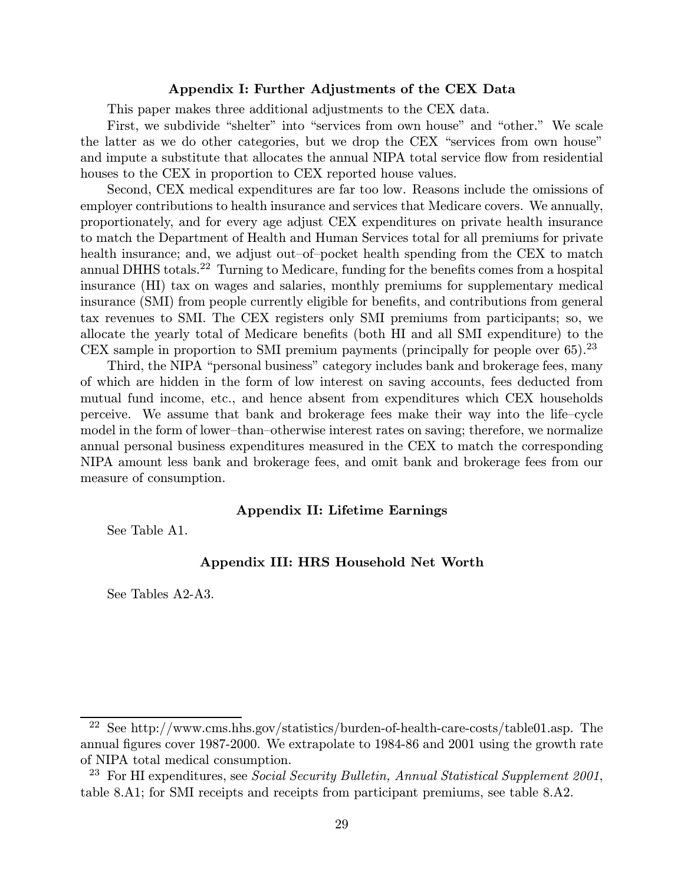## Appendix I: Further Adjustments of the CEX Data

This paper makes three additional adjustments to the CEX data.

First, we subdivide "shelter" into "services from own house" and "other." We scale the latter as we do other categories, but we drop the CEX "services from own house" and impute a substitute that allocates the annual NIPA total service flow from residential houses to the CEX in proportion to CEX reported house values.

Second, CEX medical expenditures are far too low. Reasons include the omissions of employer contributions to health insurance and services that Medicare covers. We annually, proportionately, and for every age adjust CEX expenditures on private health insurance to match the Department of Health and Human Services total for all premiums for private health insurance; and, we adjust out–of–pocket health spending from the CEX to match annual DHHS totals.[22] Turning to Medicare, funding for the benefits comes from a hospital insurance (HI) tax on wages and salaries, monthly premiums for supplementary medical insurance (SMI) from people currently eligible for benefits, and contributions from general tax revenues to SMI. The CEX registers only SMI premiums from participants; so, we allocate the yearly total of Medicare benefits (both HI and all SMI expenditure) to the CEX sample in proportion to SMI premium payments (principally for people over 65).[23]

Third, the NIPA "personal business" category includes bank and brokerage fees, many of which are hidden in the form of low interest on saving accounts, fees deducted from mutual fund income, etc., and hence absent from expenditures which CEX households perceive. We assume that bank and brokerage fees make their way into the life–cycle model in the form of lower–than–otherwise interest rates on saving; therefore, we normalize annual personal business expenditures measured in the CEX to match the corresponding NIPA amount less bank and brokerage fees, and omit bank and brokerage fees from our measure of consumption.

## Appendix II: Lifetime Earnings

See Table A1.

## Appendix III: HRS Household Net Worth

See Tables A2-A3.

---

[22] See http://www.cms.hhs.gov/statistics/burden-of-health-care-costs/table01.asp. The annual figures cover 1987-2000. We extrapolate to 1984-86 and 2001 using the growth rate of NIPA total medical consumption.

[23] For HI expenditures, see *Social Security Bulletin, Annual Statistical Supplement 2001*, table 8.A1; for SMI receipts and receipts from participant premiums, see table 8.A2.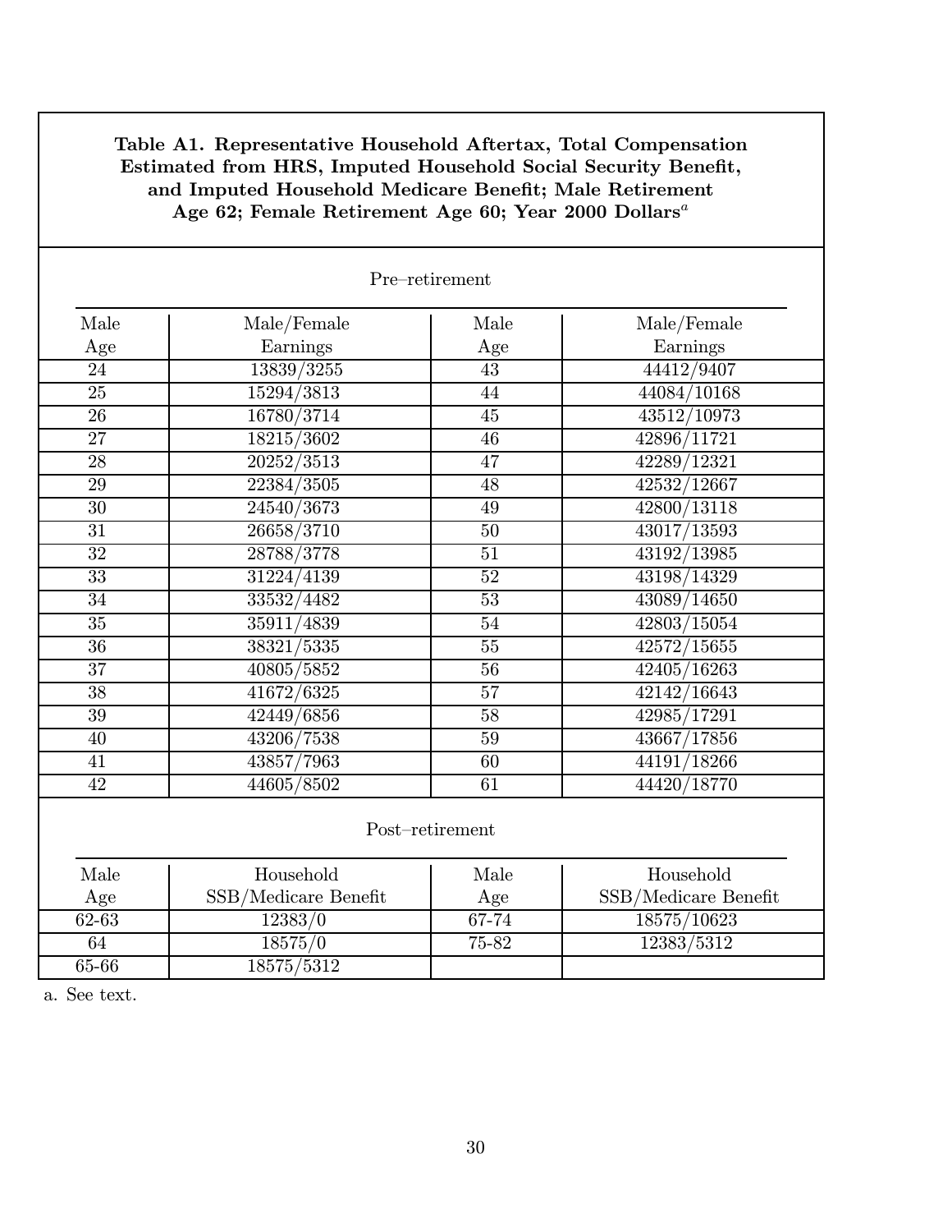**Table A1. Representative Household Aftertax, Total Compensation Estimated from HRS, Imputed Household Social Security Benefit, and Imputed Household Medicare Benefit; Male Retirement Age 62; Female Retirement Age 60; Year 2000 Dollars**[a]

Pre–retirement

| Male Age | Male/Female Earnings | Male Age | Male/Female Earnings |
|---|---|---|---|
| 24 | 13839/3255 | 43 | 44412/9407 |
| 25 | 15294/3813 | 44 | 44084/10168 |
| 26 | 16780/3714 | 45 | 43512/10973 |
| 27 | 18215/3602 | 46 | 42896/11721 |
| 28 | 20252/3513 | 47 | 42289/12321 |
| 29 | 22384/3505 | 48 | 42532/12667 |
| 30 | 24540/3673 | 49 | 42800/13118 |
| 31 | 26658/3710 | 50 | 43017/13593 |
| 32 | 28788/3778 | 51 | 43192/13985 |
| 33 | 31224/4139 | 52 | 43198/14329 |
| 34 | 33532/4482 | 53 | 43089/14650 |
| 35 | 35911/4839 | 54 | 42803/15054 |
| 36 | 38321/5335 | 55 | 42572/15655 |
| 37 | 40805/5852 | 56 | 42405/16263 |
| 38 | 41672/6325 | 57 | 42142/16643 |
| 39 | 42449/6856 | 58 | 42985/17291 |
| 40 | 43206/7538 | 59 | 43667/17856 |
| 41 | 43857/7963 | 60 | 44191/18266 |
| 42 | 44605/8502 | 61 | 44420/18770 |

Post–retirement

| Male Age | Household SSB/Medicare Benefit | Male Age | Household SSB/Medicare Benefit |
|---|---|---|---|
| 62-63 | 12383/0 | 67-74 | 18575/10623 |
| 64 | 18575/0 | 75-82 | 12383/5312 |
| 65-66 | 18575/5312 | | |

a. See text.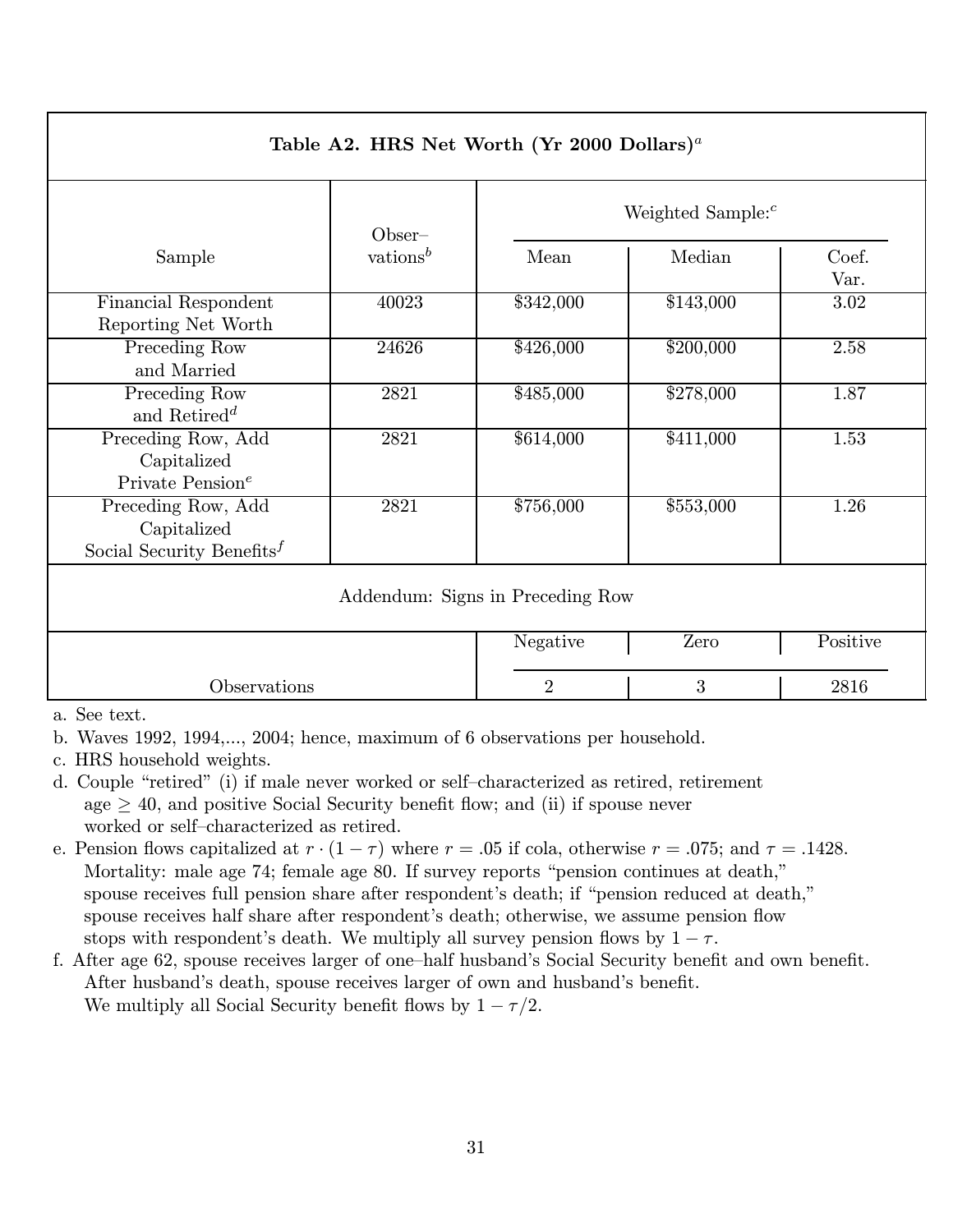**Table A2. HRS Net Worth (Yr 2000 Dollars)[a]**

| Sample | Observations[b] | Weighted Sample:[c] Mean | Median | Coef. Var. |
|---|---|---|---|---|
| Financial Respondent Reporting Net Worth | 40023 | $342,000 | $143,000 | 3.02 |
| Preceding Row and Married | 24626 | $426,000 | $200,000 | 2.58 |
| Preceding Row and Retired[d] | 2821 | $485,000 | $278,000 | 1.87 |
| Preceding Row, Add Capitalized Private Pension[e] | 2821 | $614,000 | $411,000 | 1.53 |
| Preceding Row, Add Capitalized Social Security Benefits[f] | 2821 | $756,000 | $553,000 | 1.26 |
| Addendum: Signs in Preceding Row | | | | |
| | | Negative | Zero | Positive |
| Observations | | 2 | 3 | 2816 |

a. See text.

b. Waves 1992, 1994,..., 2004; hence, maximum of 6 observations per household.

c. HRS household weights.

d. Couple "retired" (i) if male never worked or self–characterized as retired, retirement age $\geq 40$, and positive Social Security benefit flow; and (ii) if spouse never worked or self–characterized as retired.

e. Pension flows capitalized at $r \cdot (1 - \tau)$ where $r = .05$ if cola, otherwise $r = .075$; and $\tau = .1428$. Mortality: male age 74; female age 80. If survey reports "pension continues at death," spouse receives full pension share after respondent's death; if "pension reduced at death," spouse receives half share after respondent's death; otherwise, we assume pension flow stops with respondent's death. We multiply all survey pension flows by $1 - \tau$.

f. After age 62, spouse receives larger of one–half husband's Social Security benefit and own benefit. After husband's death, spouse receives larger of own and husband's benefit. We multiply all Social Security benefit flows by $1 - \tau/2$.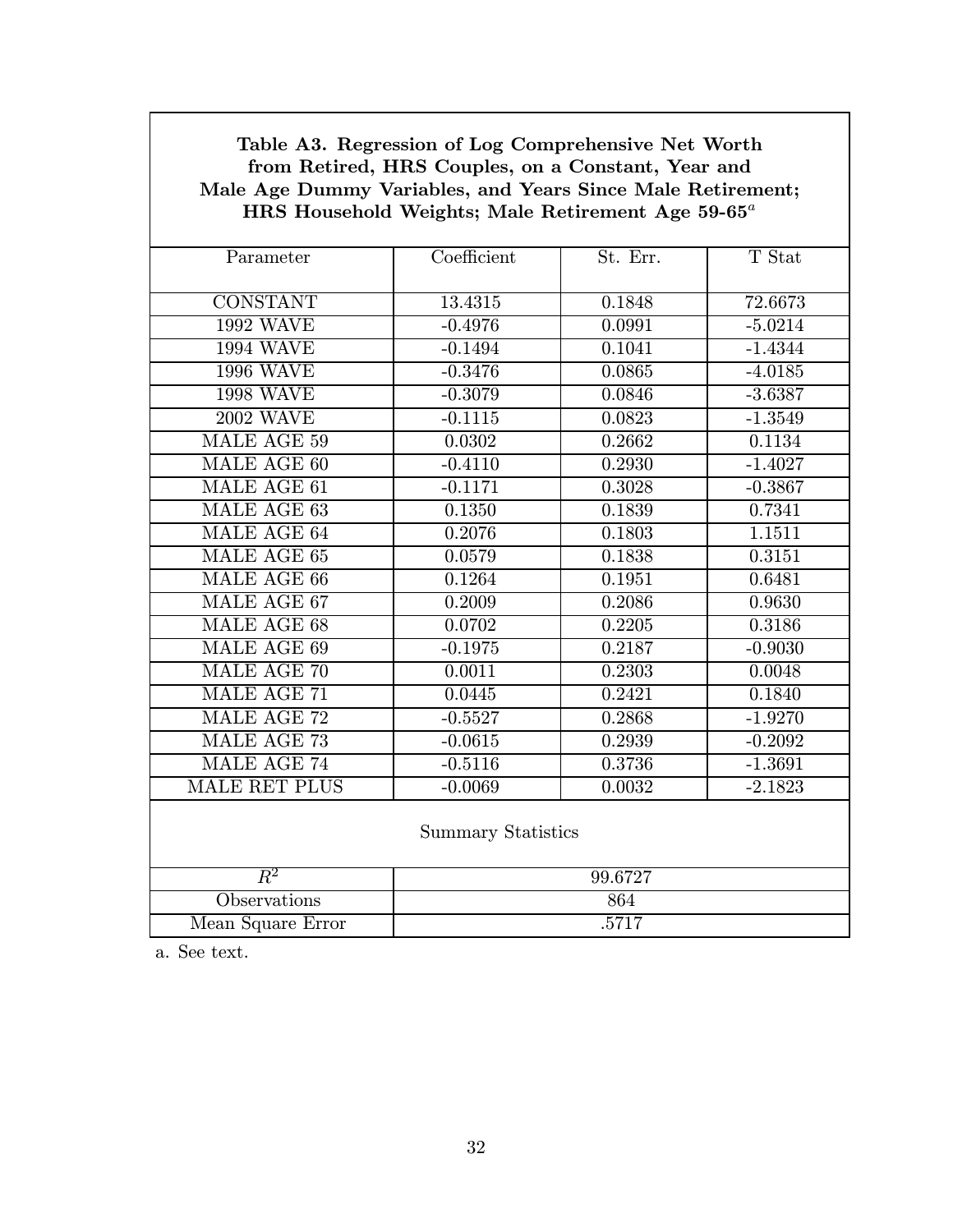**Table A3. Regression of Log Comprehensive Net Worth from Retired, HRS Couples, on a Constant, Year and Male Age Dummy Variables, and Years Since Male Retirement; HRS Household Weights; Male Retirement Age 59-65[a]**

| Parameter | Coefficient | St. Err. | T Stat |
|---|---|---|---|
| CONSTANT | 13.4315 | 0.1848 | 72.6673 |
| 1992 WAVE | -0.4976 | 0.0991 | -5.0214 |
| 1994 WAVE | -0.1494 | 0.1041 | -1.4344 |
| 1996 WAVE | -0.3476 | 0.0865 | -4.0185 |
| 1998 WAVE | -0.3079 | 0.0846 | -3.6387 |
| 2002 WAVE | -0.1115 | 0.0823 | -1.3549 |
| MALE AGE 59 | 0.0302 | 0.2662 | 0.1134 |
| MALE AGE 60 | -0.4110 | 0.2930 | -1.4027 |
| MALE AGE 61 | -0.1171 | 0.3028 | -0.3867 |
| MALE AGE 63 | 0.1350 | 0.1839 | 0.7341 |
| MALE AGE 64 | 0.2076 | 0.1803 | 1.1511 |
| MALE AGE 65 | 0.0579 | 0.1838 | 0.3151 |
| MALE AGE 66 | 0.1264 | 0.1951 | 0.6481 |
| MALE AGE 67 | 0.2009 | 0.2086 | 0.9630 |
| MALE AGE 68 | 0.0702 | 0.2205 | 0.3186 |
| MALE AGE 69 | -0.1975 | 0.2187 | -0.9030 |
| MALE AGE 70 | 0.0011 | 0.2303 | 0.0048 |
| MALE AGE 71 | 0.0445 | 0.2421 | 0.1840 |
| MALE AGE 72 | -0.5527 | 0.2868 | -1.9270 |
| MALE AGE 73 | -0.0615 | 0.2939 | -0.2092 |
| MALE AGE 74 | -0.5116 | 0.3736 | -1.3691 |
| MALE RET PLUS | -0.0069 | 0.0032 | -2.1823 |
| **Summary Statistics** | | | |
| $R^2$ | 99.6727 | | |
| Observations | 864 | | |
| Mean Square Error | .5717 | | |

a. See text.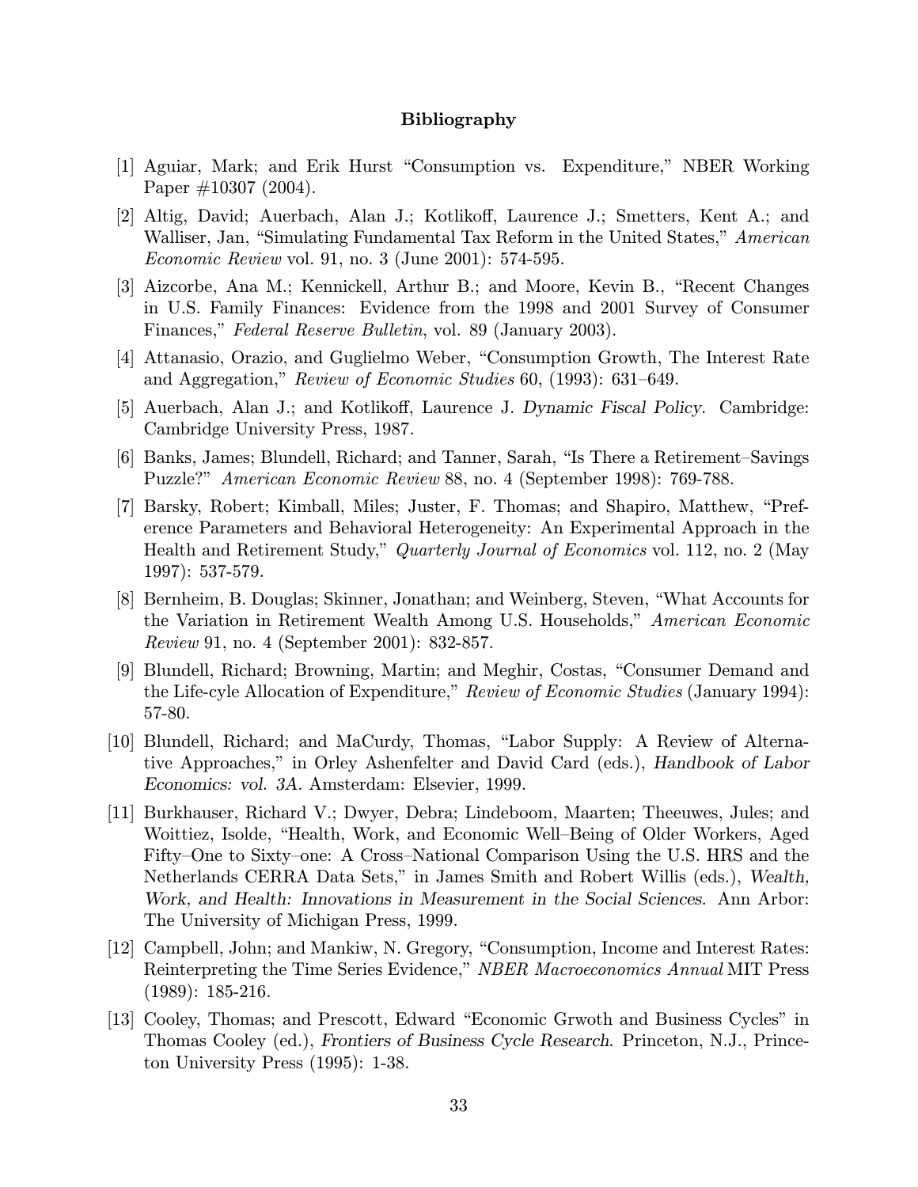**Bibliography**

[1] Aguiar, Mark; and Erik Hurst "Consumption vs. Expenditure," NBER Working Paper #10307 (2004).

[2] Altig, David; Auerbach, Alan J.; Kotlikoff, Laurence J.; Smetters, Kent A.; and Walliser, Jan, "Simulating Fundamental Tax Reform in the United States," *American Economic Review* vol. 91, no. 3 (June 2001): 574-595.

[3] Aizcorbe, Ana M.; Kennickell, Arthur B.; and Moore, Kevin B., "Recent Changes in U.S. Family Finances: Evidence from the 1998 and 2001 Survey of Consumer Finances," *Federal Reserve Bulletin*, vol. 89 (January 2003).

[4] Attanasio, Orazio, and Guglielmo Weber, "Consumption Growth, The Interest Rate and Aggregation," *Review of Economic Studies* 60, (1993): 631–649.

[5] Auerbach, Alan J.; and Kotlikoff, Laurence J. *Dynamic Fiscal Policy*. Cambridge: Cambridge University Press, 1987.

[6] Banks, James; Blundell, Richard; and Tanner, Sarah, "Is There a Retirement–Savings Puzzle?" *American Economic Review* 88, no. 4 (September 1998): 769-788.

[7] Barsky, Robert; Kimball, Miles; Juster, F. Thomas; and Shapiro, Matthew, "Preference Parameters and Behavioral Heterogeneity: An Experimental Approach in the Health and Retirement Study," *Quarterly Journal of Economics* vol. 112, no. 2 (May 1997): 537-579.

[8] Bernheim, B. Douglas; Skinner, Jonathan; and Weinberg, Steven, "What Accounts for the Variation in Retirement Wealth Among U.S. Households," *American Economic Review* 91, no. 4 (September 2001): 832-857.

[9] Blundell, Richard; Browning, Martin; and Meghir, Costas, "Consumer Demand and the Life-cyle Allocation of Expenditure," *Review of Economic Studies* (January 1994): 57-80.

[10] Blundell, Richard; and MaCurdy, Thomas, "Labor Supply: A Review of Alternative Approaches," in Orley Ashenfelter and David Card (eds.), *Handbook of Labor Economics: vol. 3A*. Amsterdam: Elsevier, 1999.

[11] Burkhauser, Richard V.; Dwyer, Debra; Lindeboom, Maarten; Theeuwes, Jules; and Woittiez, Isolde, "Health, Work, and Economic Well–Being of Older Workers, Aged Fifty–One to Sixty–one: A Cross–National Comparison Using the U.S. HRS and the Netherlands CERRA Data Sets," in James Smith and Robert Willis (eds.), *Wealth, Work, and Health: Innovations in Measurement in the Social Sciences*. Ann Arbor: The University of Michigan Press, 1999.

[12] Campbell, John; and Mankiw, N. Gregory, "Consumption, Income and Interest Rates: Reinterpreting the Time Series Evidence," *NBER Macroeconomics Annual* MIT Press (1989): 185-216.

[13] Cooley, Thomas; and Prescott, Edward "Economic Grwoth and Business Cycles" in Thomas Cooley (ed.), *Frontiers of Business Cycle Research*. Princeton, N.J., Princeton University Press (1995): 1-38.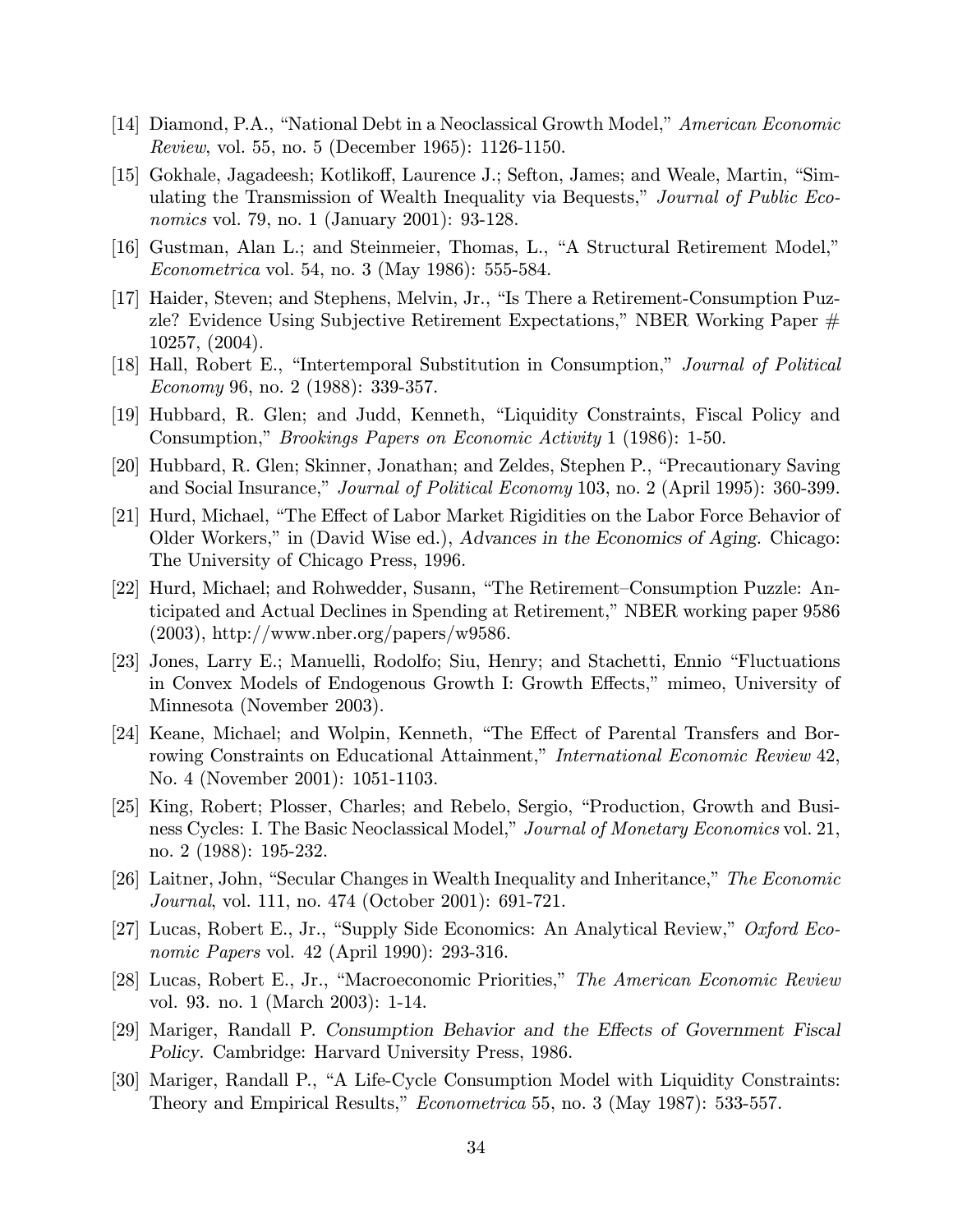[14] Diamond, P.A., "National Debt in a Neoclassical Growth Model," *American Economic Review*, vol. 55, no. 5 (December 1965): 1126-1150.

[15] Gokhale, Jagadeesh; Kotlikoff, Laurence J.; Sefton, James; and Weale, Martin, "Simulating the Transmission of Wealth Inequality via Bequests," *Journal of Public Economics* vol. 79, no. 1 (January 2001): 93-128.

[16] Gustman, Alan L.; and Steinmeier, Thomas, L., "A Structural Retirement Model," *Econometrica* vol. 54, no. 3 (May 1986): 555-584.

[17] Haider, Steven; and Stephens, Melvin, Jr., "Is There a Retirement-Consumption Puzzle? Evidence Using Subjective Retirement Expectations," NBER Working Paper # 10257, (2004).

[18] Hall, Robert E., "Intertemporal Substitution in Consumption," *Journal of Political Economy* 96, no. 2 (1988): 339-357.

[19] Hubbard, R. Glen; and Judd, Kenneth, "Liquidity Constraints, Fiscal Policy and Consumption," *Brookings Papers on Economic Activity* 1 (1986): 1-50.

[20] Hubbard, R. Glen; Skinner, Jonathan; and Zeldes, Stephen P., "Precautionary Saving and Social Insurance," *Journal of Political Economy* 103, no. 2 (April 1995): 360-399.

[21] Hurd, Michael, "The Effect of Labor Market Rigidities on the Labor Force Behavior of Older Workers," in (David Wise ed.), *Advances in the Economics of Aging*. Chicago: The University of Chicago Press, 1996.

[22] Hurd, Michael; and Rohwedder, Susann, "The Retirement–Consumption Puzzle: Anticipated and Actual Declines in Spending at Retirement," NBER working paper 9586 (2003), http://www.nber.org/papers/w9586.

[23] Jones, Larry E.; Manuelli, Rodolfo; Siu, Henry; and Stachetti, Ennio "Fluctuations in Convex Models of Endogenous Growth I: Growth Effects," mimeo, University of Minnesota (November 2003).

[24] Keane, Michael; and Wolpin, Kenneth, "The Effect of Parental Transfers and Borrowing Constraints on Educational Attainment," *International Economic Review* 42, No. 4 (November 2001): 1051-1103.

[25] King, Robert; Plosser, Charles; and Rebelo, Sergio, "Production, Growth and Business Cycles: I. The Basic Neoclassical Model," *Journal of Monetary Economics* vol. 21, no. 2 (1988): 195-232.

[26] Laitner, John, "Secular Changes in Wealth Inequality and Inheritance," *The Economic Journal*, vol. 111, no. 474 (October 2001): 691-721.

[27] Lucas, Robert E., Jr., "Supply Side Economics: An Analytical Review," *Oxford Economic Papers* vol. 42 (April 1990): 293-316.

[28] Lucas, Robert E., Jr., "Macroeconomic Priorities," *The American Economic Review* vol. 93. no. 1 (March 2003): 1-14.

[29] Mariger, Randall P. *Consumption Behavior and the Effects of Government Fiscal Policy*. Cambridge: Harvard University Press, 1986.

[30] Mariger, Randall P., "A Life-Cycle Consumption Model with Liquidity Constraints: Theory and Empirical Results," *Econometrica* 55, no. 3 (May 1987): 533-557.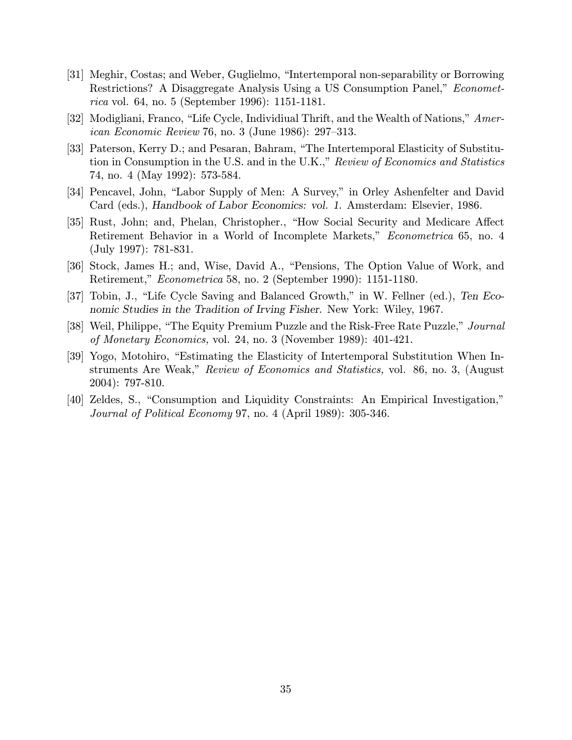[31] Meghir, Costas; and Weber, Guglielmo, "Intertemporal non-separability or Borrowing Restrictions? A Disaggregate Analysis Using a US Consumption Panel," *Econometrica* vol. 64, no. 5 (September 1996): 1151-1181.

[32] Modigliani, Franco, "Life Cycle, Individiual Thrift, and the Wealth of Nations," *American Economic Review* 76, no. 3 (June 1986): 297–313.

[33] Paterson, Kerry D.; and Pesaran, Bahram, "The Intertemporal Elasticity of Substitution in Consumption in the U.S. and in the U.K.," *Review of Economics and Statistics* 74, no. 4 (May 1992): 573-584.

[34] Pencavel, John, "Labor Supply of Men: A Survey," in Orley Ashenfelter and David Card (eds.), *Handbook of Labor Economics: vol. 1.* Amsterdam: Elsevier, 1986.

[35] Rust, John; and, Phelan, Christopher., "How Social Security and Medicare Affect Retirement Behavior in a World of Incomplete Markets," *Econometrica* 65, no. 4 (July 1997): 781-831.

[36] Stock, James H.; and, Wise, David A., "Pensions, The Option Value of Work, and Retirement," *Econometrica* 58, no. 2 (September 1990): 1151-1180.

[37] Tobin, J., "Life Cycle Saving and Balanced Growth," in W. Fellner (ed.), *Ten Economic Studies in the Tradition of Irving Fisher.* New York: Wiley, 1967.

[38] Weil, Philippe, "The Equity Premium Puzzle and the Risk-Free Rate Puzzle," *Journal of Monetary Economics,* vol. 24, no. 3 (November 1989): 401-421.

[39] Yogo, Motohiro, "Estimating the Elasticity of Intertemporal Substitution When Instruments Are Weak," *Review of Economics and Statistics,* vol. 86, no. 3, (August 2004): 797-810.

[40] Zeldes, S., "Consumption and Liquidity Constraints: An Empirical Investigation," *Journal of Political Economy* 97, no. 4 (April 1989): 305-346.